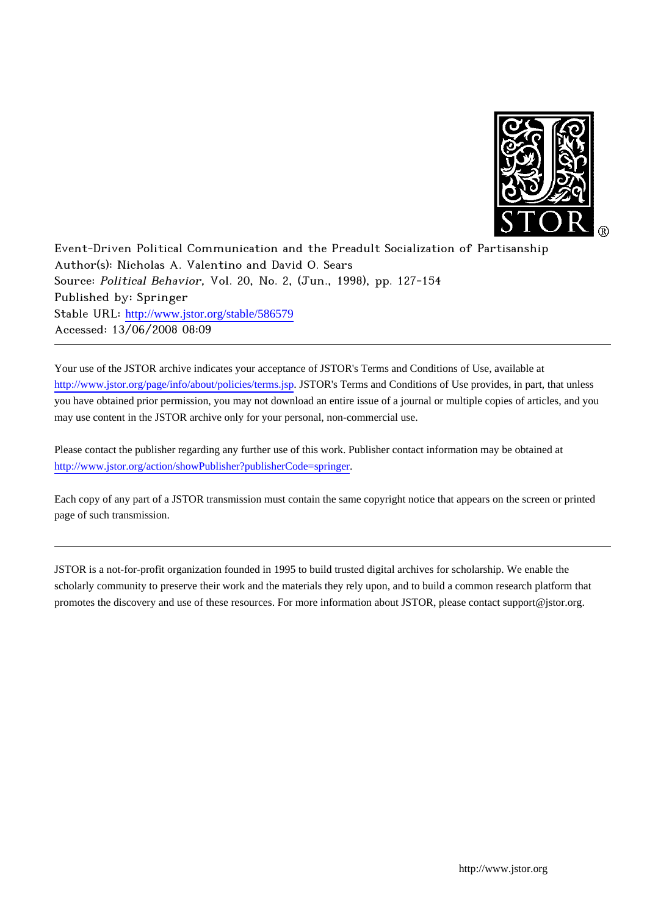Event-Driven Political Communication and the Preadult Socialization of Partisanship
Author(s): Nicholas A. Valentino and David O. Sears
Source: *Political Behavior*, Vol. 20, No. 2, (Jun., 1998), pp. 127-154
Published by: Springer
Stable URL: http://www.jstor.org/stable/586579
Accessed: 13/06/2008 08:09

---

Your use of the JSTOR archive indicates your acceptance of JSTOR's Terms and Conditions of Use, available at http://www.jstor.org/page/info/about/policies/terms.jsp. JSTOR's Terms and Conditions of Use provides, in part, that unless you have obtained prior permission, you may not download an entire issue of a journal or multiple copies of articles, and you may use content in the JSTOR archive only for your personal, non-commercial use.

Please contact the publisher regarding any further use of this work. Publisher contact information may be obtained at http://www.jstor.org/action/showPublisher?publisherCode=springer.

Each copy of any part of a JSTOR transmission must contain the same copyright notice that appears on the screen or printed page of such transmission.

---

JSTOR is a not-for-profit organization founded in 1995 to build trusted digital archives for scholarship. We enable the scholarly community to preserve their work and the materials they rely upon, and to build a common research platform that promotes the discovery and use of these resources. For more information about JSTOR, please contact support@jstor.org.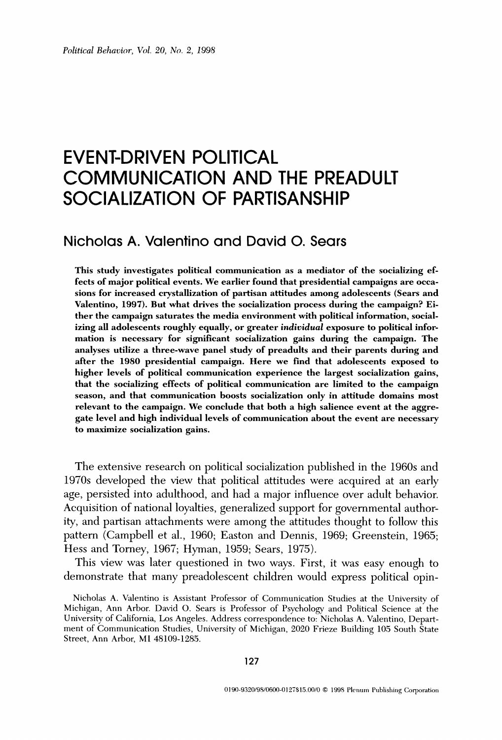# EVENT-DRIVEN POLITICAL COMMUNICATION AND THE PREADULT SOCIALIZATION OF PARTISANSHIP

## Nicholas A. Valentino and David O. Sears

**This study investigates political communication as a mediator of the socializing effects of major political events. We earlier found that presidential campaigns are occasions for increased crystallization of partisan attitudes among adolescents (Sears and Valentino, 1997). But what drives the socialization process during the campaign? Either the campaign saturates the media environment with political information, socializing all adolescents roughly equally, or greater *individual* exposure to political information is necessary for significant socialization gains during the campaign. The analyses utilize a three-wave panel study of preadults and their parents during and after the 1980 presidential campaign. Here we find that adolescents exposed to higher levels of political communication experience the largest socialization gains, that the socializing effects of political communication are limited to the campaign season, and that communication boosts socialization only in attitude domains most relevant to the campaign. We conclude that both a high salience event at the aggregate level and high individual levels of communication about the event are necessary to maximize socialization gains.**

The extensive research on political socialization published in the 1960s and 1970s developed the view that political attitudes were acquired at an early age, persisted into adulthood, and had a major influence over adult behavior. Acquisition of national loyalties, generalized support for governmental authority, and partisan attachments were among the attitudes thought to follow this pattern (Campbell et al., 1960; Easton and Dennis, 1969; Greenstein, 1965; Hess and Torney, 1967; Hyman, 1959; Sears, 1975).

This view was later questioned in two ways. First, it was easy enough to demonstrate that many preadolescent children would express political opin-

Nicholas A. Valentino is Assistant Professor of Communication Studies at the University of Michigan, Ann Arbor. David O. Sears is Professor of Psychology and Political Science at the University of California, Los Angeles. Address correspondence to: Nicholas A. Valentino, Department of Communication Studies, University of Michigan, 2020 Frieze Building 105 South State Street, Ann Arbor, MI 48109-1285.

0190-9320/98/0600-0127$15.00/0 © 1998 Plenum Publishing Corporation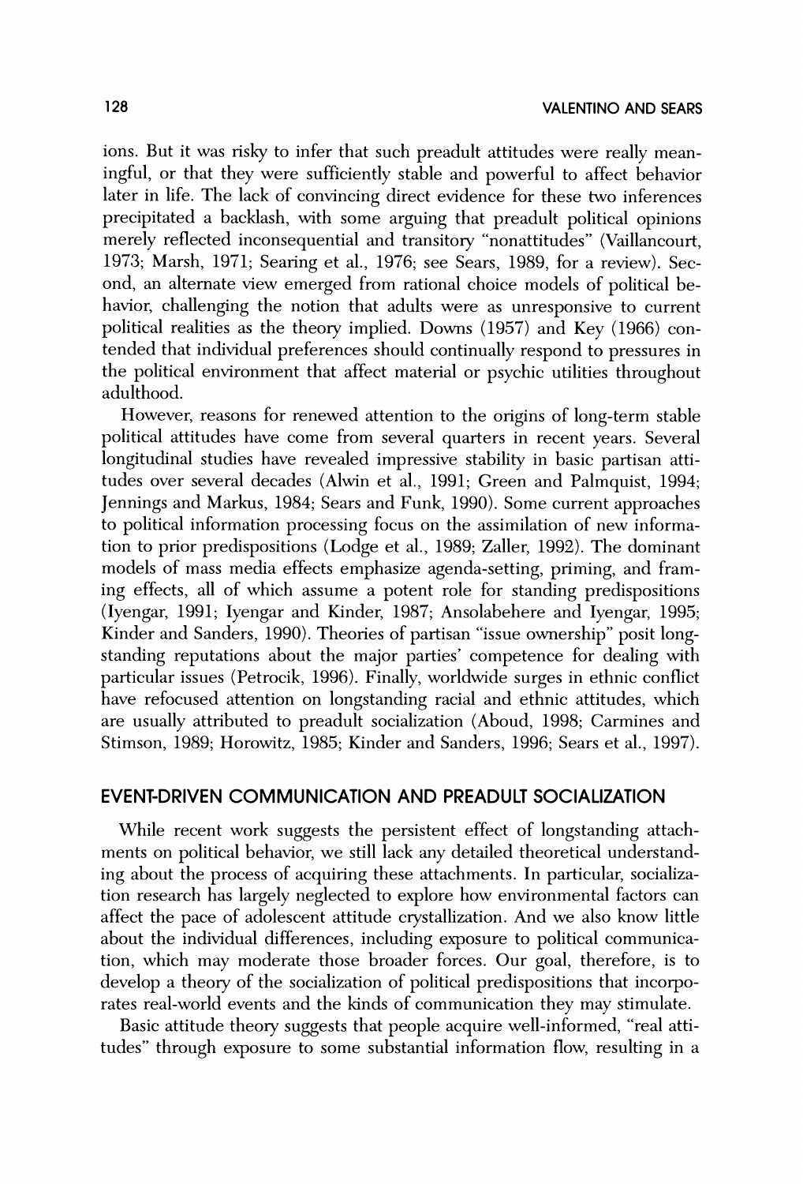ions. But it was risky to infer that such preadult attitudes were really meaningful, or that they were sufficiently stable and powerful to affect behavior later in life. The lack of convincing direct evidence for these two inferences precipitated a backlash, with some arguing that preadult political opinions merely reflected inconsequential and transitory "nonattitudes" (Vaillancourt, 1973; Marsh, 1971; Searing et al., 1976; see Sears, 1989, for a review). Second, an alternate view emerged from rational choice models of political behavior, challenging the notion that adults were as unresponsive to current political realities as the theory implied. Downs (1957) and Key (1966) contended that individual preferences should continually respond to pressures in the political environment that affect material or psychic utilities throughout adulthood.

However, reasons for renewed attention to the origins of long-term stable political attitudes have come from several quarters in recent years. Several longitudinal studies have revealed impressive stability in basic partisan attitudes over several decades (Alwin et al., 1991; Green and Palmquist, 1994; Jennings and Markus, 1984; Sears and Funk, 1990). Some current approaches to political information processing focus on the assimilation of new information to prior predispositions (Lodge et al., 1989; Zaller, 1992). The dominant models of mass media effects emphasize agenda-setting, priming, and framing effects, all of which assume a potent role for standing predispositions (Iyengar, 1991; Iyengar and Kinder, 1987; Ansolabehere and Iyengar, 1995; Kinder and Sanders, 1990). Theories of partisan "issue ownership" posit longstanding reputations about the major parties' competence for dealing with particular issues (Petrocik, 1996). Finally, worldwide surges in ethnic conflict have refocused attention on longstanding racial and ethnic attitudes, which are usually attributed to preadult socialization (Aboud, 1998; Carmines and Stimson, 1989; Horowitz, 1985; Kinder and Sanders, 1996; Sears et al., 1997).

## EVENT-DRIVEN COMMUNICATION AND PREADULT SOCIALIZATION

While recent work suggests the persistent effect of longstanding attachments on political behavior, we still lack any detailed theoretical understanding about the process of acquiring these attachments. In particular, socialization research has largely neglected to explore how environmental factors can affect the pace of adolescent attitude crystallization. And we also know little about the individual differences, including exposure to political communication, which may moderate those broader forces. Our goal, therefore, is to develop a theory of the socialization of political predispositions that incorporates real-world events and the kinds of communication they may stimulate.

Basic attitude theory suggests that people acquire well-informed, "real attitudes" through exposure to some substantial information flow, resulting in a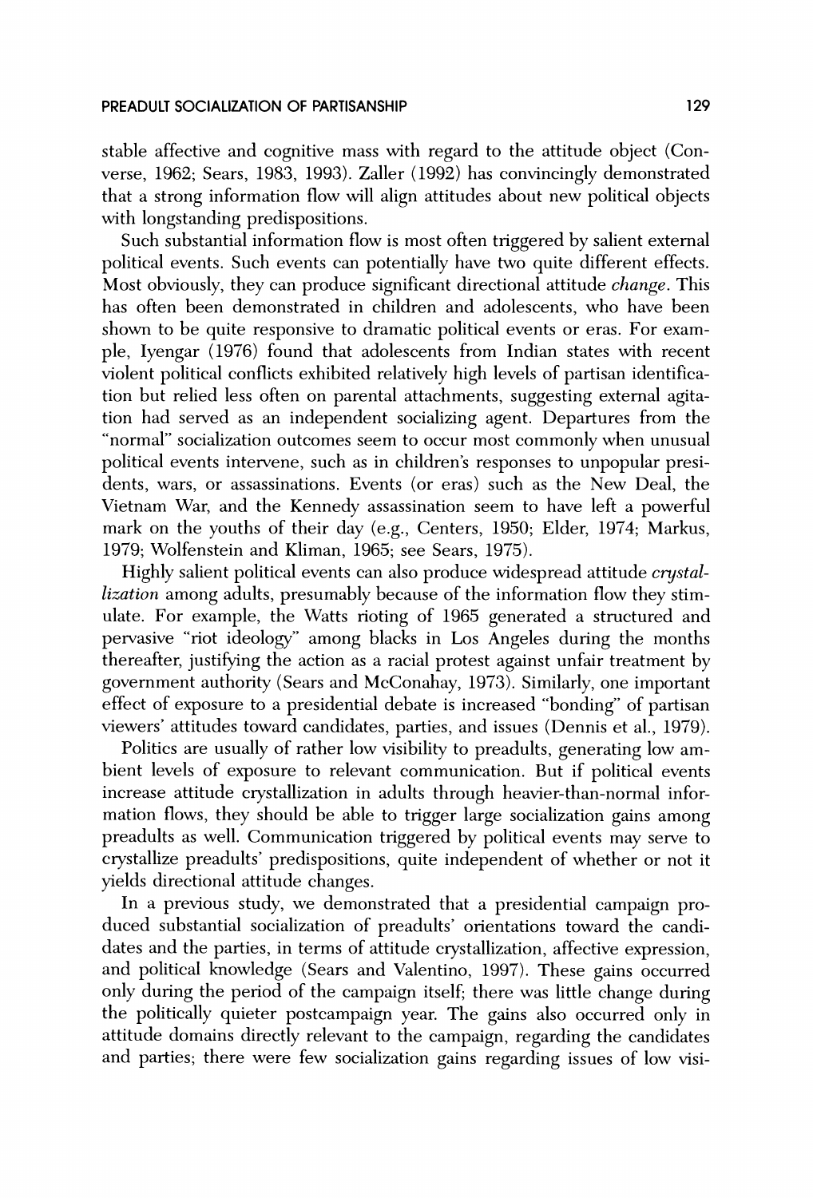stable affective and cognitive mass with regard to the attitude object (Converse, 1962; Sears, 1983, 1993). Zaller (1992) has convincingly demonstrated that a strong information flow will align attitudes about new political objects with longstanding predispositions.

Such substantial information flow is most often triggered by salient external political events. Such events can potentially have two quite different effects. Most obviously, they can produce significant directional attitude *change*. This has often been demonstrated in children and adolescents, who have been shown to be quite responsive to dramatic political events or eras. For example, Iyengar (1976) found that adolescents from Indian states with recent violent political conflicts exhibited relatively high levels of partisan identification but relied less often on parental attachments, suggesting external agitation had served as an independent socializing agent. Departures from the "normal" socialization outcomes seem to occur most commonly when unusual political events intervene, such as in children's responses to unpopular presidents, wars, or assassinations. Events (or eras) such as the New Deal, the Vietnam War, and the Kennedy assassination seem to have left a powerful mark on the youths of their day (e.g., Centers, 1950; Elder, 1974; Markus, 1979; Wolfenstein and Kliman, 1965; see Sears, 1975).

Highly salient political events can also produce widespread attitude *crystallization* among adults, presumably because of the information flow they stimulate. For example, the Watts rioting of 1965 generated a structured and pervasive "riot ideology" among blacks in Los Angeles during the months thereafter, justifying the action as a racial protest against unfair treatment by government authority (Sears and McConahay, 1973). Similarly, one important effect of exposure to a presidential debate is increased "bonding" of partisan viewers' attitudes toward candidates, parties, and issues (Dennis et al., 1979).

Politics are usually of rather low visibility to preadults, generating low ambient levels of exposure to relevant communication. But if political events increase attitude crystallization in adults through heavier-than-normal information flows, they should be able to trigger large socialization gains among preadults as well. Communication triggered by political events may serve to crystallize preadults' predispositions, quite independent of whether or not it yields directional attitude changes.

In a previous study, we demonstrated that a presidential campaign produced substantial socialization of preadults' orientations toward the candidates and the parties, in terms of attitude crystallization, affective expression, and political knowledge (Sears and Valentino, 1997). These gains occurred only during the period of the campaign itself; there was little change during the politically quieter postcampaign year. The gains also occurred only in attitude domains directly relevant to the campaign, regarding the candidates and parties; there were few socialization gains regarding issues of low visi-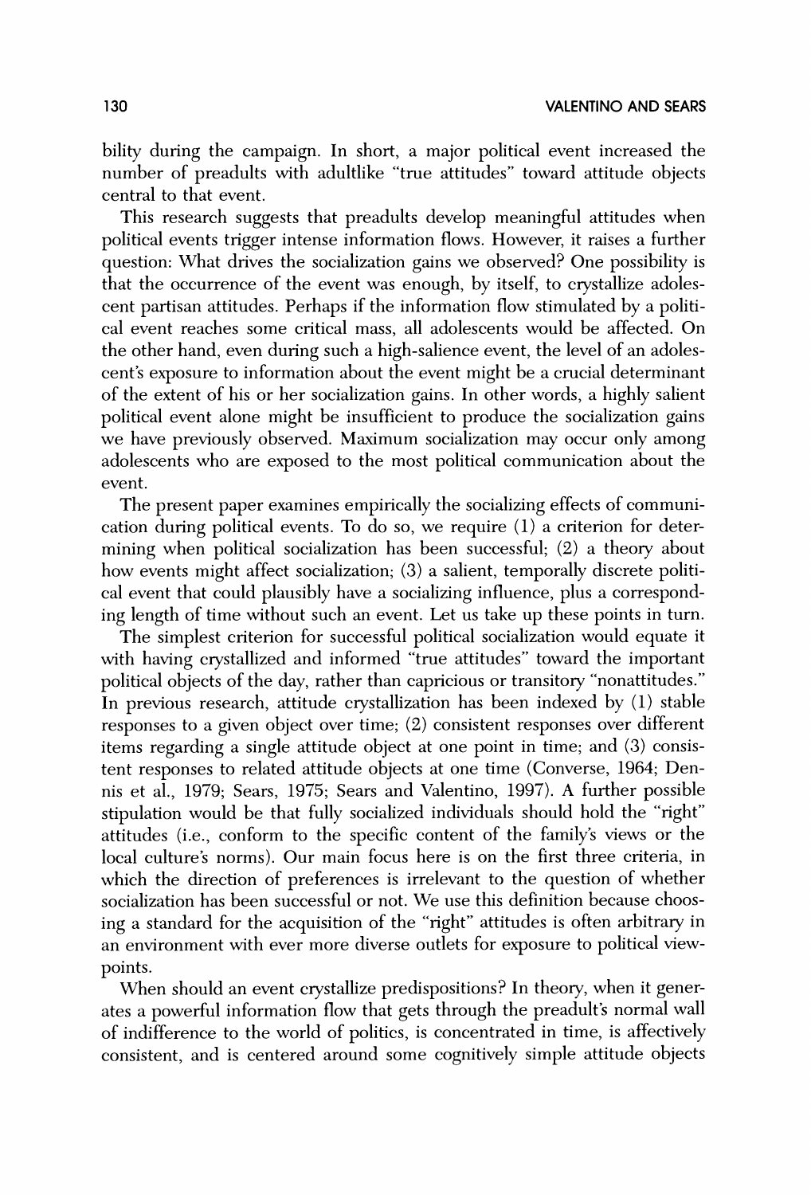bility during the campaign. In short, a major political event increased the number of preadults with adultlike "true attitudes" toward attitude objects central to that event.

This research suggests that preadults develop meaningful attitudes when political events trigger intense information flows. However, it raises a further question: What drives the socialization gains we observed? One possibility is that the occurrence of the event was enough, by itself, to crystallize adolescent partisan attitudes. Perhaps if the information flow stimulated by a political event reaches some critical mass, all adolescents would be affected. On the other hand, even during such a high-salience event, the level of an adolescent's exposure to information about the event might be a crucial determinant of the extent of his or her socialization gains. In other words, a highly salient political event alone might be insufficient to produce the socialization gains we have previously observed. Maximum socialization may occur only among adolescents who are exposed to the most political communication about the event.

The present paper examines empirically the socializing effects of communication during political events. To do so, we require (1) a criterion for determining when political socialization has been successful; (2) a theory about how events might affect socialization; (3) a salient, temporally discrete political event that could plausibly have a socializing influence, plus a corresponding length of time without such an event. Let us take up these points in turn.

The simplest criterion for successful political socialization would equate it with having crystallized and informed "true attitudes" toward the important political objects of the day, rather than capricious or transitory "nonattitudes." In previous research, attitude crystallization has been indexed by (1) stable responses to a given object over time; (2) consistent responses over different items regarding a single attitude object at one point in time; and (3) consistent responses to related attitude objects at one time (Converse, 1964; Dennis et al., 1979; Sears, 1975; Sears and Valentino, 1997). A further possible stipulation would be that fully socialized individuals should hold the "right" attitudes (i.e., conform to the specific content of the family's views or the local culture's norms). Our main focus here is on the first three criteria, in which the direction of preferences is irrelevant to the question of whether socialization has been successful or not. We use this definition because choosing a standard for the acquisition of the "right" attitudes is often arbitrary in an environment with ever more diverse outlets for exposure to political viewpoints.

When should an event crystallize predispositions? In theory, when it generates a powerful information flow that gets through the preadult's normal wall of indifference to the world of politics, is concentrated in time, is affectively consistent, and is centered around some cognitively simple attitude objects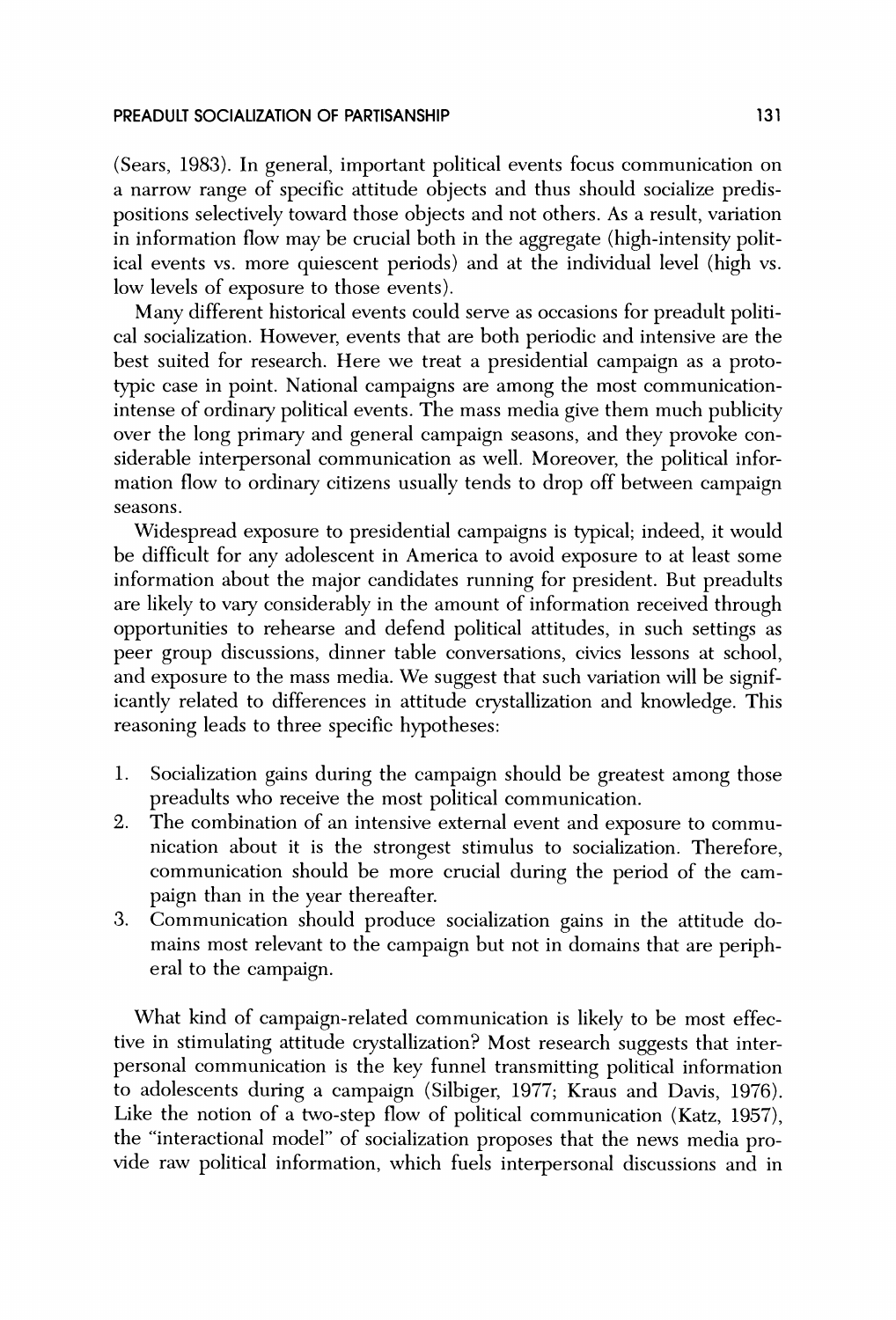(Sears, 1983). In general, important political events focus communication on a narrow range of specific attitude objects and thus should socialize predispositions selectively toward those objects and not others. As a result, variation in information flow may be crucial both in the aggregate (high-intensity political events vs. more quiescent periods) and at the individual level (high vs. low levels of exposure to those events).

Many different historical events could serve as occasions for preadult political socialization. However, events that are both periodic and intensive are the best suited for research. Here we treat a presidential campaign as a prototypic case in point. National campaigns are among the most communication-intense of ordinary political events. The mass media give them much publicity over the long primary and general campaign seasons, and they provoke considerable interpersonal communication as well. Moreover, the political information flow to ordinary citizens usually tends to drop off between campaign seasons.

Widespread exposure to presidential campaigns is typical; indeed, it would be difficult for any adolescent in America to avoid exposure to at least some information about the major candidates running for president. But preadults are likely to vary considerably in the amount of information received through opportunities to rehearse and defend political attitudes, in such settings as peer group discussions, dinner table conversations, civics lessons at school, and exposure to the mass media. We suggest that such variation will be significantly related to differences in attitude crystallization and knowledge. This reasoning leads to three specific hypotheses:

1. Socialization gains during the campaign should be greatest among those preadults who receive the most political communication.
2. The combination of an intensive external event and exposure to communication about it is the strongest stimulus to socialization. Therefore, communication should be more crucial during the period of the campaign than in the year thereafter.
3. Communication should produce socialization gains in the attitude domains most relevant to the campaign but not in domains that are peripheral to the campaign.

What kind of campaign-related communication is likely to be most effective in stimulating attitude crystallization? Most research suggests that interpersonal communication is the key funnel transmitting political information to adolescents during a campaign (Silbiger, 1977; Kraus and Davis, 1976). Like the notion of a two-step flow of political communication (Katz, 1957), the "interactional model" of socialization proposes that the news media provide raw political information, which fuels interpersonal discussions and in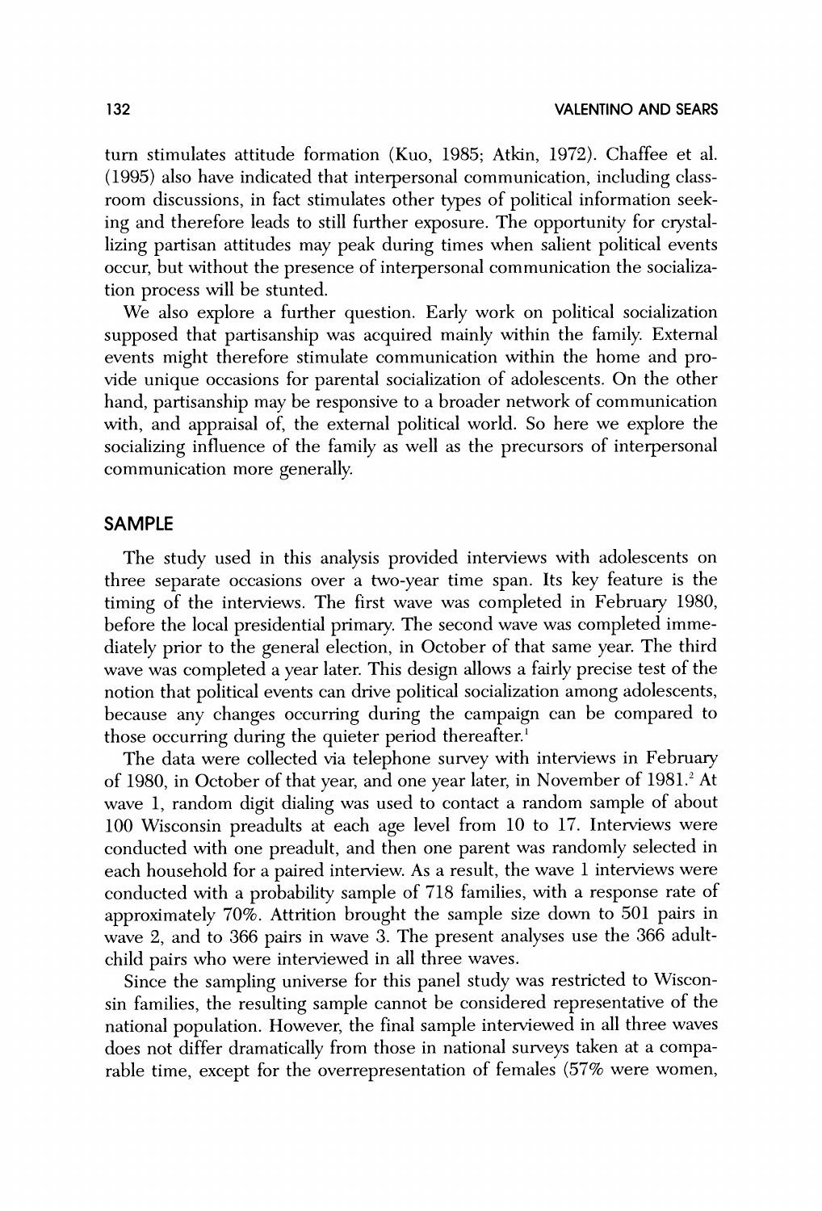turn stimulates attitude formation (Kuo, 1985; Atkin, 1972). Chaffee et al. (1995) also have indicated that interpersonal communication, including classroom discussions, in fact stimulates other types of political information seeking and therefore leads to still further exposure. The opportunity for crystallizing partisan attitudes may peak during times when salient political events occur, but without the presence of interpersonal communication the socialization process will be stunted.

We also explore a further question. Early work on political socialization supposed that partisanship was acquired mainly within the family. External events might therefore stimulate communication within the home and provide unique occasions for parental socialization of adolescents. On the other hand, partisanship may be responsive to a broader network of communication with, and appraisal of, the external political world. So here we explore the socializing influence of the family as well as the precursors of interpersonal communication more generally.

## SAMPLE

The study used in this analysis provided interviews with adolescents on three separate occasions over a two-year time span. Its key feature is the timing of the interviews. The first wave was completed in February 1980, before the local presidential primary. The second wave was completed immediately prior to the general election, in October of that same year. The third wave was completed a year later. This design allows a fairly precise test of the notion that political events can drive political socialization among adolescents, because any changes occurring during the campaign can be compared to those occurring during the quieter period thereafter.[1]

The data were collected via telephone survey with interviews in February of 1980, in October of that year, and one year later, in November of 1981.[2] At wave 1, random digit dialing was used to contact a random sample of about 100 Wisconsin preadults at each age level from 10 to 17. Interviews were conducted with one preadult, and then one parent was randomly selected in each household for a paired interview. As a result, the wave 1 interviews were conducted with a probability sample of 718 families, with a response rate of approximately 70%. Attrition brought the sample size down to 501 pairs in wave 2, and to 366 pairs in wave 3. The present analyses use the 366 adult-child pairs who were interviewed in all three waves.

Since the sampling universe for this panel study was restricted to Wisconsin families, the resulting sample cannot be considered representative of the national population. However, the final sample interviewed in all three waves does not differ dramatically from those in national surveys taken at a comparable time, except for the overrepresentation of females (57% were women,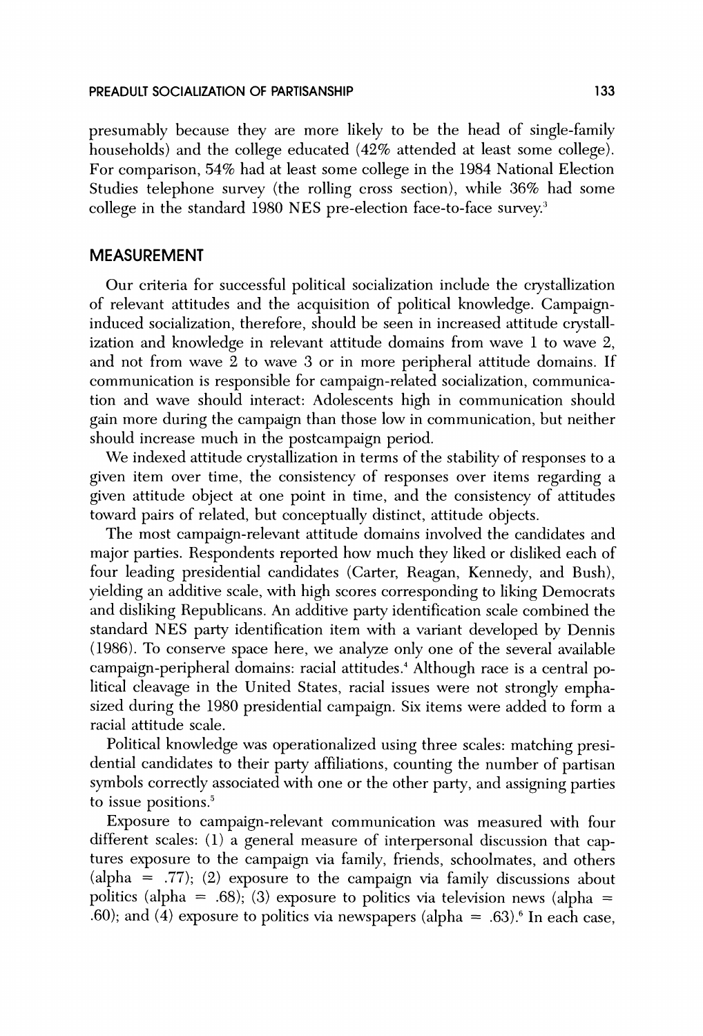presumably because they are more likely to be the head of single-family households) and the college educated (42% attended at least some college). For comparison, 54% had at least some college in the 1984 National Election Studies telephone survey (the rolling cross section), while 36% had some college in the standard 1980 NES pre-election face-to-face survey.[3]

## MEASUREMENT

Our criteria for successful political socialization include the crystallization of relevant attitudes and the acquisition of political knowledge. Campaign-induced socialization, therefore, should be seen in increased attitude crystallization and knowledge in relevant attitude domains from wave 1 to wave 2, and not from wave 2 to wave 3 or in more peripheral attitude domains. If communication is responsible for campaign-related socialization, communication and wave should interact: Adolescents high in communication should gain more during the campaign than those low in communication, but neither should increase much in the postcampaign period.

We indexed attitude crystallization in terms of the stability of responses to a given item over time, the consistency of responses over items regarding a given attitude object at one point in time, and the consistency of attitudes toward pairs of related, but conceptually distinct, attitude objects.

The most campaign-relevant attitude domains involved the candidates and major parties. Respondents reported how much they liked or disliked each of four leading presidential candidates (Carter, Reagan, Kennedy, and Bush), yielding an additive scale, with high scores corresponding to liking Democrats and disliking Republicans. An additive party identification scale combined the standard NES party identification item with a variant developed by Dennis (1986). To conserve space here, we analyze only one of the several available campaign-peripheral domains: racial attitudes.[4] Although race is a central political cleavage in the United States, racial issues were not strongly emphasized during the 1980 presidential campaign. Six items were added to form a racial attitude scale.

Political knowledge was operationalized using three scales: matching presidential candidates to their party affiliations, counting the number of partisan symbols correctly associated with one or the other party, and assigning parties to issue positions.[5]

Exposure to campaign-relevant communication was measured with four different scales: (1) a general measure of interpersonal discussion that captures exposure to the campaign via family, friends, schoolmates, and others (alpha = .77); (2) exposure to the campaign via family discussions about politics (alpha = .68); (3) exposure to politics via television news (alpha = .60); and (4) exposure to politics via newspapers (alpha = .63).[6] In each case,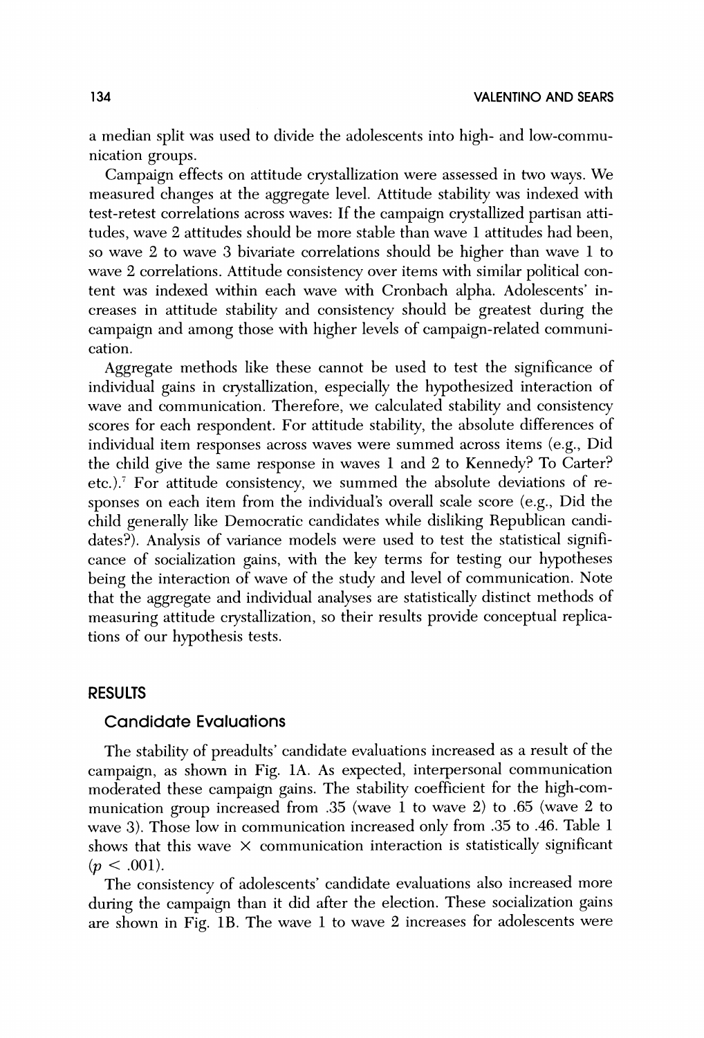a median split was used to divide the adolescents into high- and low-communication groups.

Campaign effects on attitude crystallization were assessed in two ways. We measured changes at the aggregate level. Attitude stability was indexed with test-retest correlations across waves: If the campaign crystallized partisan attitudes, wave 2 attitudes should be more stable than wave 1 attitudes had been, so wave 2 to wave 3 bivariate correlations should be higher than wave 1 to wave 2 correlations. Attitude consistency over items with similar political content was indexed within each wave with Cronbach alpha. Adolescents' increases in attitude stability and consistency should be greatest during the campaign and among those with higher levels of campaign-related communication.

Aggregate methods like these cannot be used to test the significance of individual gains in crystallization, especially the hypothesized interaction of wave and communication. Therefore, we calculated stability and consistency scores for each respondent. For attitude stability, the absolute differences of individual item responses across waves were summed across items (e.g., Did the child give the same response in waves 1 and 2 to Kennedy? To Carter? etc.).[7] For attitude consistency, we summed the absolute deviations of responses on each item from the individual's overall scale score (e.g., Did the child generally like Democratic candidates while disliking Republican candidates?). Analysis of variance models were used to test the statistical significance of socialization gains, with the key terms for testing our hypotheses being the interaction of wave of the study and level of communication. Note that the aggregate and individual analyses are statistically distinct methods of measuring attitude crystallization, so their results provide conceptual replications of our hypothesis tests.

## RESULTS

### Candidate Evaluations

The stability of preadults' candidate evaluations increased as a result of the campaign, as shown in Fig. 1A. As expected, interpersonal communication moderated these campaign gains. The stability coefficient for the high-communication group increased from .35 (wave 1 to wave 2) to .65 (wave 2 to wave 3). Those low in communication increased only from .35 to .46. Table 1 shows that this wave × communication interaction is statistically significant ($p < .001$).

The consistency of adolescents' candidate evaluations also increased more during the campaign than it did after the election. These socialization gains are shown in Fig. 1B. The wave 1 to wave 2 increases for adolescents were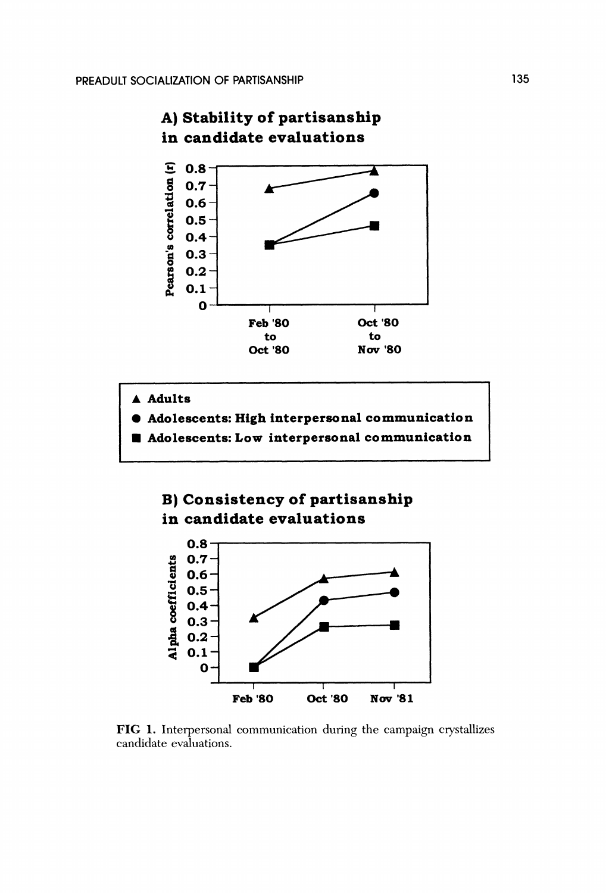**A) Stability of partisanship in candidate evaluations**

**B) Consistency of partisanship in candidate evaluations**

- ▲ Adults
- ● Adolescents: High interpersonal communication
- ■ Adolescents: Low interpersonal communication

**FIG 1.** Interpersonal communication during the campaign crystallizes candidate evaluations.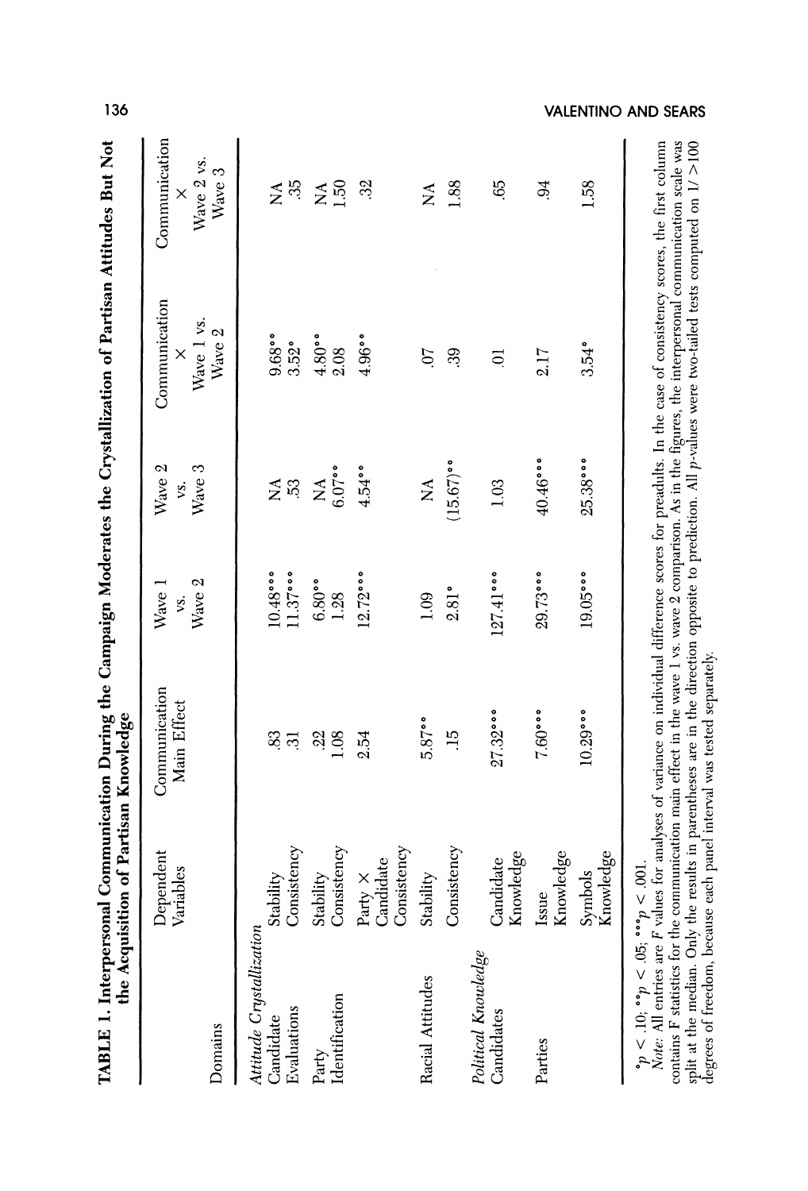**TABLE 1. Interpersonal Communication During the Campaign Moderates the Crystallization of Partisan Attitudes But Not the Acquisition of Partisan Knowledge**

| Domains | Dependent Variables | Communication Main Effect | Wave 1 vs. Wave 2 | Wave 2 vs. Wave 3 | Communication × Wave 1 vs. Wave 2 | Communication × Wave 2 vs. Wave 3 |
|---|---|---|---|---|---|---|
| *Attitude Crystallization* | | | | | | |
| Candidate Evaluations | Stability | .83 | 10.48*** | NA | 9.68** | NA |
| | Consistency | .31 | 11.37*** | .53 | 3.52* | .35 |
| Party Identification | Stability | .22 | 6.80** | NA | 4.80** | NA |
| | Consistency | 1.08 | 1.28 | 6.07** | 2.08 | 1.50 |
| | Party × Candidate Consistency | 2.54 | 12.72*** | 4.54** | 4.96** | .32 |
| Racial Attitudes | Stability | 5.87** | 1.09 | NA | .07 | NA |
| | Consistency | .15 | 2.81* | (15.67)** | .39 | 1.88 |
| *Political Knowledge* | | | | | | |
| Candidates | Candidate Knowledge | 27.32*** | 127.41*** | 1.03 | .01 | .65 |
| Parties | Issue Knowledge | 7.60*** | 29.73*** | 40.46*** | 2.17 | .94 |
| | Symbols Knowledge | 10.29*** | 19.05*** | 25.38*** | 3.54* | 1.58 |

*$p < .10$; **$p < .05$; ***$p < .001$.

*Note:* All entries are $F$ values for analyses of variance on individual difference scores for preadults. In the case of consistency scores, the first column contains F statistics for the communication main effect in the wave 1 vs. wave 2 comparison. As in the figures, the interpersonal communication scale was split at the median. Only the results in parentheses are in the direction opposite to prediction. All $p$-values were two-tailed tests computed on 1/ >100 degrees of freedom, because each panel interval was tested separately.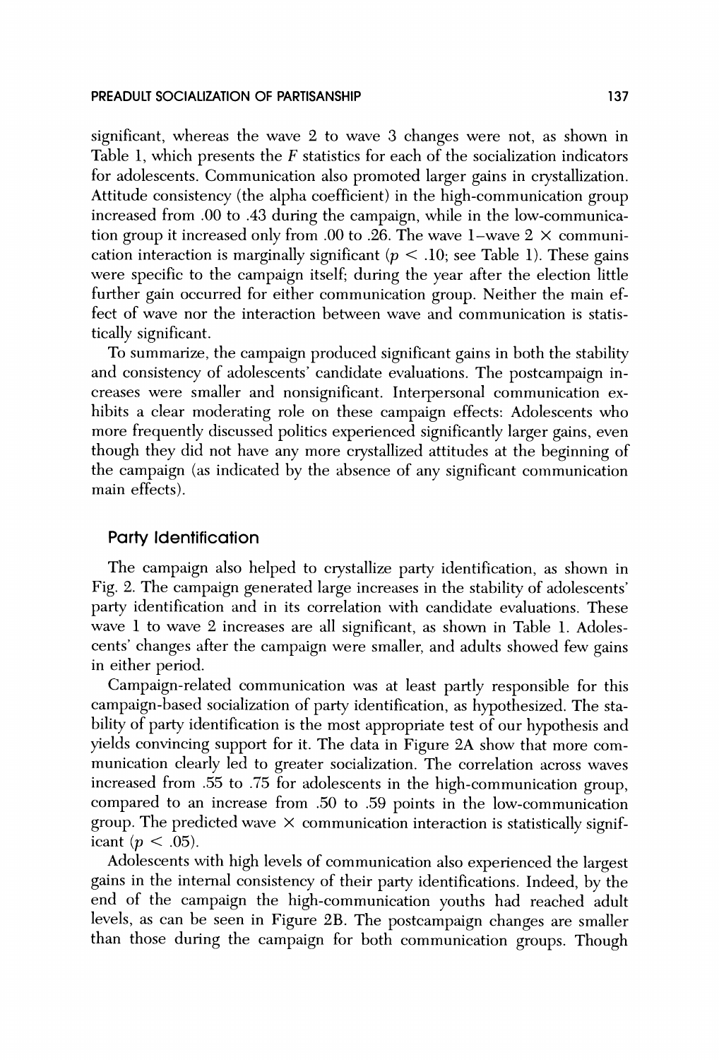significant, whereas the wave 2 to wave 3 changes were not, as shown in Table 1, which presents the $F$ statistics for each of the socialization indicators for adolescents. Communication also promoted larger gains in crystallization. Attitude consistency (the alpha coefficient) in the high-communication group increased from .00 to .43 during the campaign, while in the low-communication group it increased only from .00 to .26. The wave 1–wave 2 × communication interaction is marginally significant ($p < .10$; see Table 1). These gains were specific to the campaign itself; during the year after the election little further gain occurred for either communication group. Neither the main effect of wave nor the interaction between wave and communication is statistically significant.

To summarize, the campaign produced significant gains in both the stability and consistency of adolescents' candidate evaluations. The postcampaign increases were smaller and nonsignificant. Interpersonal communication exhibits a clear moderating role on these campaign effects: Adolescents who more frequently discussed politics experienced significantly larger gains, even though they did not have any more crystallized attitudes at the beginning of the campaign (as indicated by the absence of any significant communication main effects).

### Party Identification

The campaign also helped to crystallize party identification, as shown in Fig. 2. The campaign generated large increases in the stability of adolescents' party identification and in its correlation with candidate evaluations. These wave 1 to wave 2 increases are all significant, as shown in Table 1. Adolescents' changes after the campaign were smaller, and adults showed few gains in either period.

Campaign-related communication was at least partly responsible for this campaign-based socialization of party identification, as hypothesized. The stability of party identification is the most appropriate test of our hypothesis and yields convincing support for it. The data in Figure 2A show that more communication clearly led to greater socialization. The correlation across waves increased from .55 to .75 for adolescents in the high-communication group, compared to an increase from .50 to .59 points in the low-communication group. The predicted wave × communication interaction is statistically significant ($p < .05$).

Adolescents with high levels of communication also experienced the largest gains in the internal consistency of their party identifications. Indeed, by the end of the campaign the high-communication youths had reached adult levels, as can be seen in Figure 2B. The postcampaign changes are smaller than those during the campaign for both communication groups. Though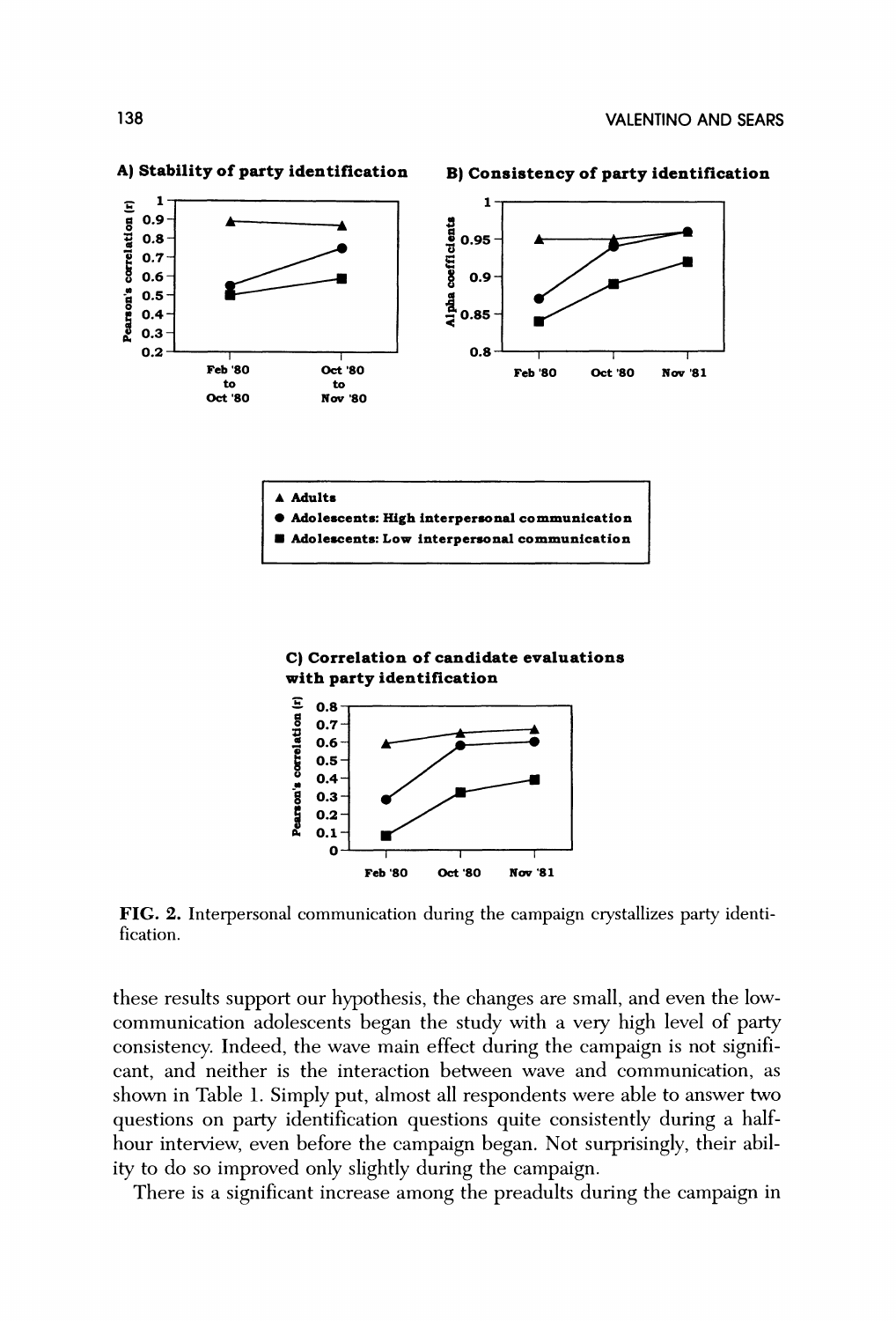**FIG. 2.** Interpersonal communication during the campaign crystallizes party identification.

these results support our hypothesis, the changes are small, and even the low-communication adolescents began the study with a very high level of party consistency. Indeed, the wave main effect during the campaign is not significant, and neither is the interaction between wave and communication, as shown in Table 1. Simply put, almost all respondents were able to answer two questions on party identification questions quite consistently during a half-hour interview, even before the campaign began. Not surprisingly, their ability to do so improved only slightly during the campaign.

There is a significant increase among the preadults during the campaign in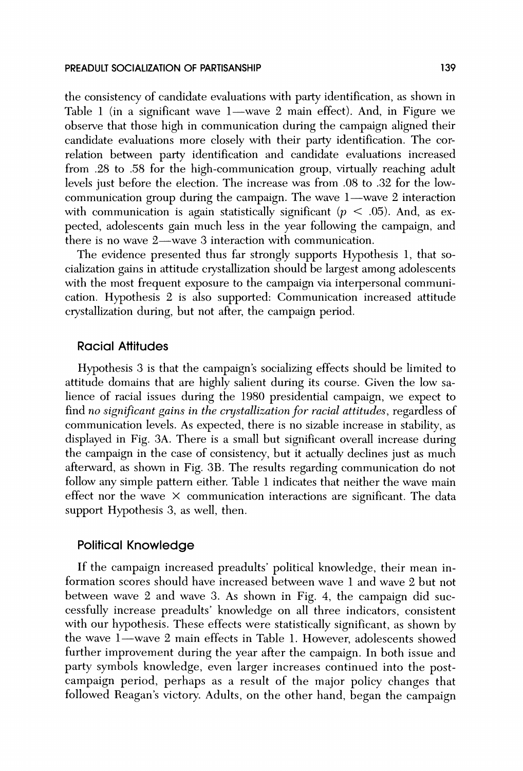the consistency of candidate evaluations with party identification, as shown in Table 1 (in a significant wave 1—wave 2 main effect). And, in Figure we observe that those high in communication during the campaign aligned their candidate evaluations more closely with their party identification. The correlation between party identification and candidate evaluations increased from .28 to .58 for the high-communication group, virtually reaching adult levels just before the election. The increase was from .08 to .32 for the low-communication group during the campaign. The wave 1—wave 2 interaction with communication is again statistically significant ($p < .05$). And, as expected, adolescents gain much less in the year following the campaign, and there is no wave 2—wave 3 interaction with communication.

The evidence presented thus far strongly supports Hypothesis 1, that socialization gains in attitude crystallization should be largest among adolescents with the most frequent exposure to the campaign via interpersonal communication. Hypothesis 2 is also supported: Communication increased attitude crystallization during, but not after, the campaign period.

### Racial Attitudes

Hypothesis 3 is that the campaign's socializing effects should be limited to attitude domains that are highly salient during its course. Given the low salience of racial issues during the 1980 presidential campaign, we expect to find *no significant gains in the crystallization for racial attitudes*, regardless of communication levels. As expected, there is no sizable increase in stability, as displayed in Fig. 3A. There is a small but significant overall increase during the campaign in the case of consistency, but it actually declines just as much afterward, as shown in Fig. 3B. The results regarding communication do not follow any simple pattern either. Table 1 indicates that neither the wave main effect nor the wave × communication interactions are significant. The data support Hypothesis 3, as well, then.

### Political Knowledge

If the campaign increased preadults' political knowledge, their mean information scores should have increased between wave 1 and wave 2 but not between wave 2 and wave 3. As shown in Fig. 4, the campaign did successfully increase preadults' knowledge on all three indicators, consistent with our hypothesis. These effects were statistically significant, as shown by the wave 1—wave 2 main effects in Table 1. However, adolescents showed further improvement during the year after the campaign. In both issue and party symbols knowledge, even larger increases continued into the post-campaign period, perhaps as a result of the major policy changes that followed Reagan's victory. Adults, on the other hand, began the campaign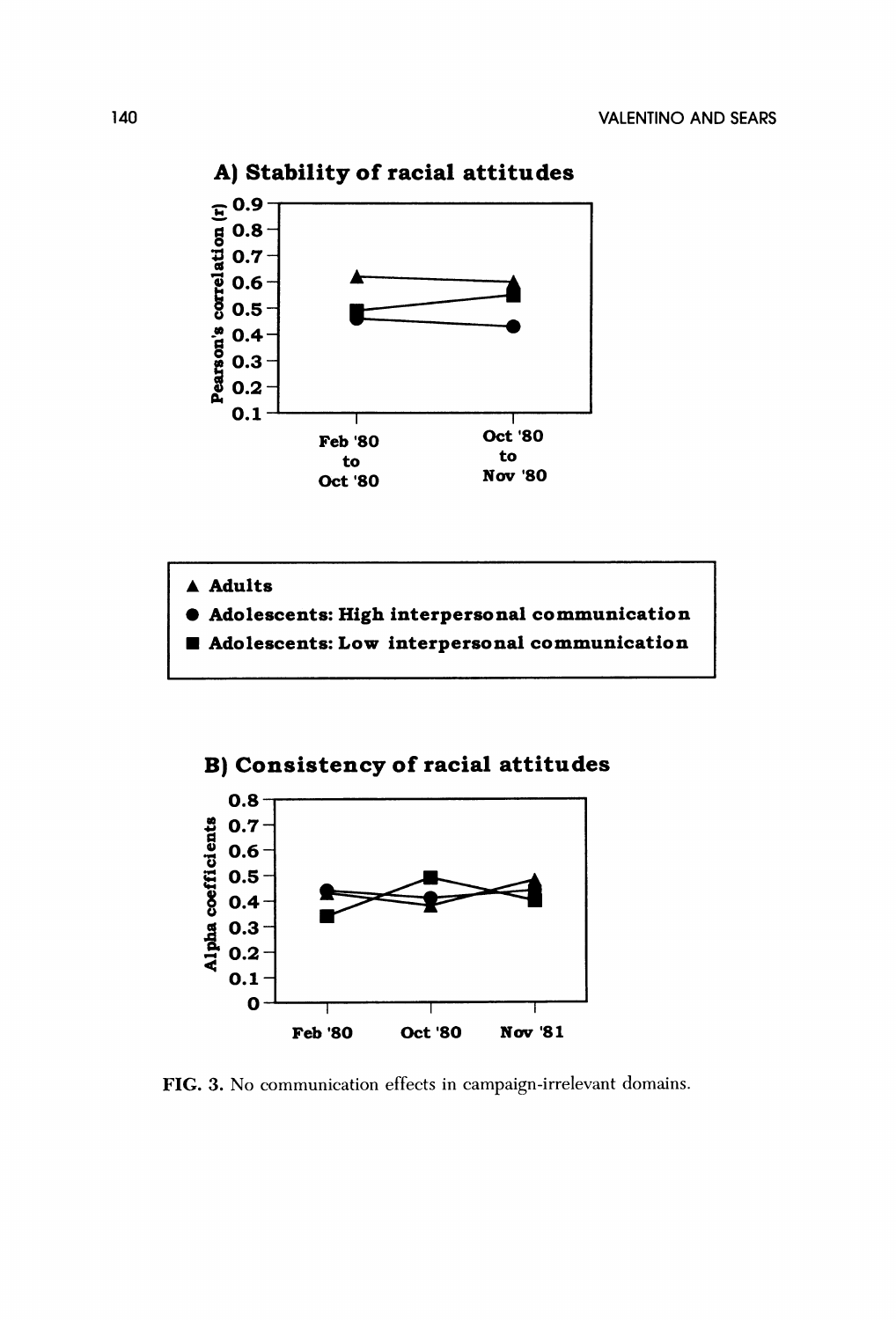**A) Stability of racial attitudes**

Pearson's correlation (r): 0.1–0.9

Feb '80 to Oct '80 — Oct '80 to Nov '80

▲ Adults
● Adolescents: High interpersonal communication
■ Adolescents: Low interpersonal communication

**B) Consistency of racial attitudes**

Alpha coefficients: 0–0.8

Feb '80 — Oct '80 — Nov '81

FIG. 3. No communication effects in campaign-irrelevant domains.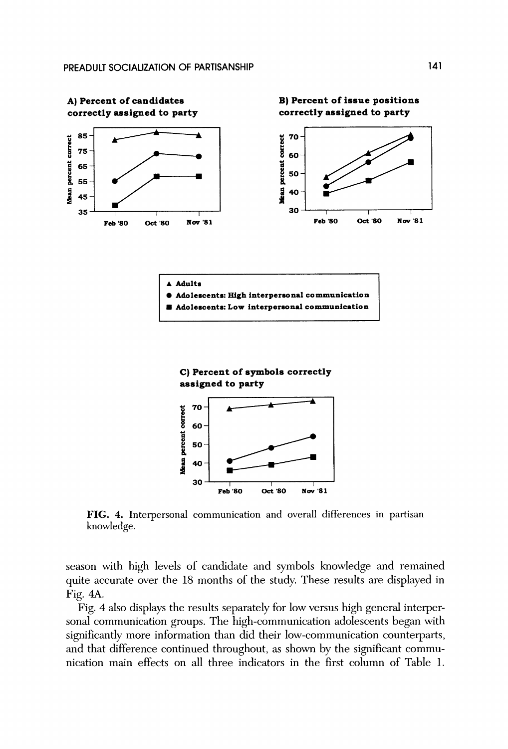**FIG. 4.** Interpersonal communication and overall differences in partisan knowledge.

season with high levels of candidate and symbols knowledge and remained quite accurate over the 18 months of the study. These results are displayed in Fig. 4A.

Fig. 4 also displays the results separately for low versus high general interpersonal communication groups. The high-communication adolescents began with significantly more information than did their low-communication counterparts, and that difference continued throughout, as shown by the significant communication main effects on all three indicators in the first column of Table 1.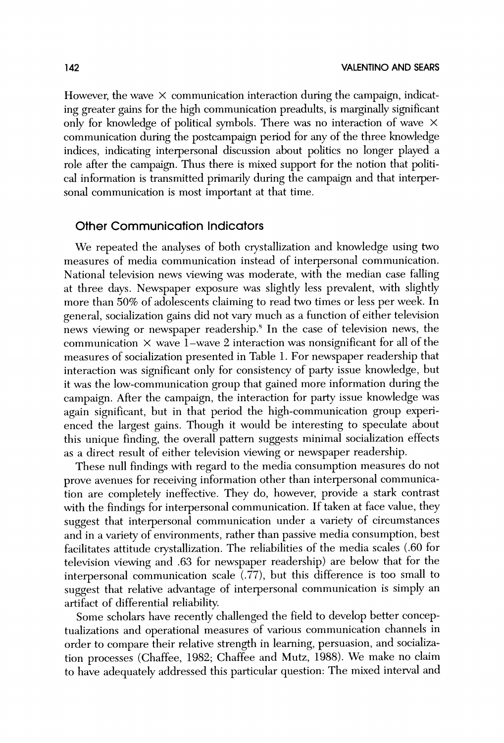However, the wave × communication interaction during the campaign, indicating greater gains for the high communication preadults, is marginally significant only for knowledge of political symbols. There was no interaction of wave × communication during the postcampaign period for any of the three knowledge indices, indicating interpersonal discussion about politics no longer played a role after the campaign. Thus there is mixed support for the notion that political information is transmitted primarily during the campaign and that interpersonal communication is most important at that time.

## Other Communication Indicators

We repeated the analyses of both crystallization and knowledge using two measures of media communication instead of interpersonal communication. National television news viewing was moderate, with the median case falling at three days. Newspaper exposure was slightly less prevalent, with slightly more than 50% of adolescents claiming to read two times or less per week. In general, socialization gains did not vary much as a function of either television news viewing or newspaper readership.[8] In the case of television news, the communication × wave 1–wave 2 interaction was nonsignificant for all of the measures of socialization presented in Table 1. For newspaper readership that interaction was significant only for consistency of party issue knowledge, but it was the low-communication group that gained more information during the campaign. After the campaign, the interaction for party issue knowledge was again significant, but in that period the high-communication group experienced the largest gains. Though it would be interesting to speculate about this unique finding, the overall pattern suggests minimal socialization effects as a direct result of either television viewing or newspaper readership.

These null findings with regard to the media consumption measures do not prove avenues for receiving information other than interpersonal communication are completely ineffective. They do, however, provide a stark contrast with the findings for interpersonal communication. If taken at face value, they suggest that interpersonal communication under a variety of circumstances and in a variety of environments, rather than passive media consumption, best facilitates attitude crystallization. The reliabilities of the media scales (.60 for television viewing and .63 for newspaper readership) are below that for the interpersonal communication scale (.77), but this difference is too small to suggest that relative advantage of interpersonal communication is simply an artifact of differential reliability.

Some scholars have recently challenged the field to develop better conceptualizations and operational measures of various communication channels in order to compare their relative strength in learning, persuasion, and socialization processes (Chaffee, 1982; Chaffee and Mutz, 1988). We make no claim to have adequately addressed this particular question: The mixed interval and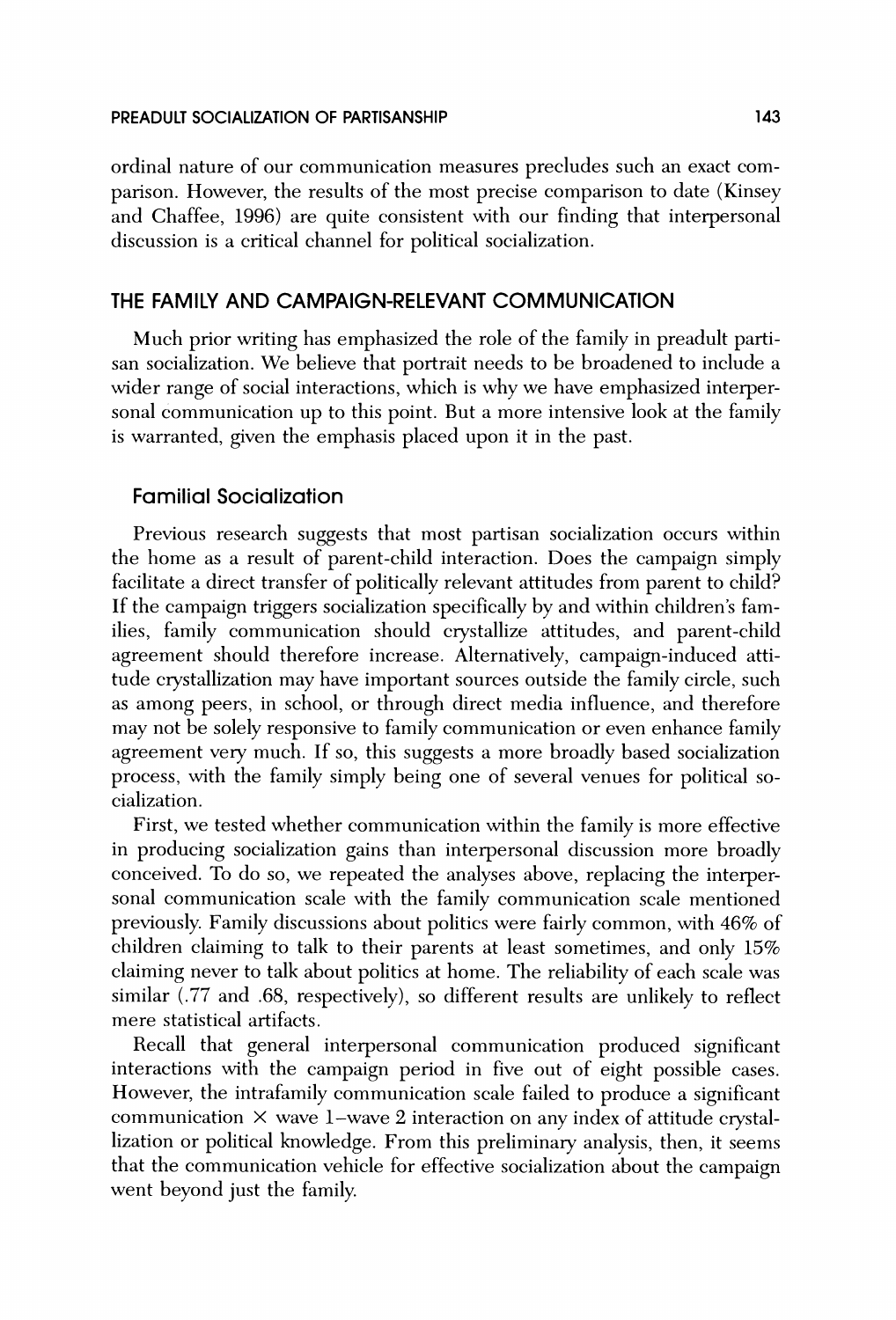ordinal nature of our communication measures precludes such an exact comparison. However, the results of the most precise comparison to date (Kinsey and Chaffee, 1996) are quite consistent with our finding that interpersonal discussion is a critical channel for political socialization.

## THE FAMILY AND CAMPAIGN-RELEVANT COMMUNICATION

Much prior writing has emphasized the role of the family in preadult partisan socialization. We believe that portrait needs to be broadened to include a wider range of social interactions, which is why we have emphasized interpersonal communication up to this point. But a more intensive look at the family is warranted, given the emphasis placed upon it in the past.

### Familial Socialization

Previous research suggests that most partisan socialization occurs within the home as a result of parent-child interaction. Does the campaign simply facilitate a direct transfer of politically relevant attitudes from parent to child? If the campaign triggers socialization specifically by and within children's families, family communication should crystallize attitudes, and parent-child agreement should therefore increase. Alternatively, campaign-induced attitude crystallization may have important sources outside the family circle, such as among peers, in school, or through direct media influence, and therefore may not be solely responsive to family communication or even enhance family agreement very much. If so, this suggests a more broadly based socialization process, with the family simply being one of several venues for political socialization.

First, we tested whether communication within the family is more effective in producing socialization gains than interpersonal discussion more broadly conceived. To do so, we repeated the analyses above, replacing the interpersonal communication scale with the family communication scale mentioned previously. Family discussions about politics were fairly common, with 46% of children claiming to talk to their parents at least sometimes, and only 15% claiming never to talk about politics at home. The reliability of each scale was similar (.77 and .68, respectively), so different results are unlikely to reflect mere statistical artifacts.

Recall that general interpersonal communication produced significant interactions with the campaign period in five out of eight possible cases. However, the intrafamily communication scale failed to produce a significant communication × wave 1–wave 2 interaction on any index of attitude crystallization or political knowledge. From this preliminary analysis, then, it seems that the communication vehicle for effective socialization about the campaign went beyond just the family.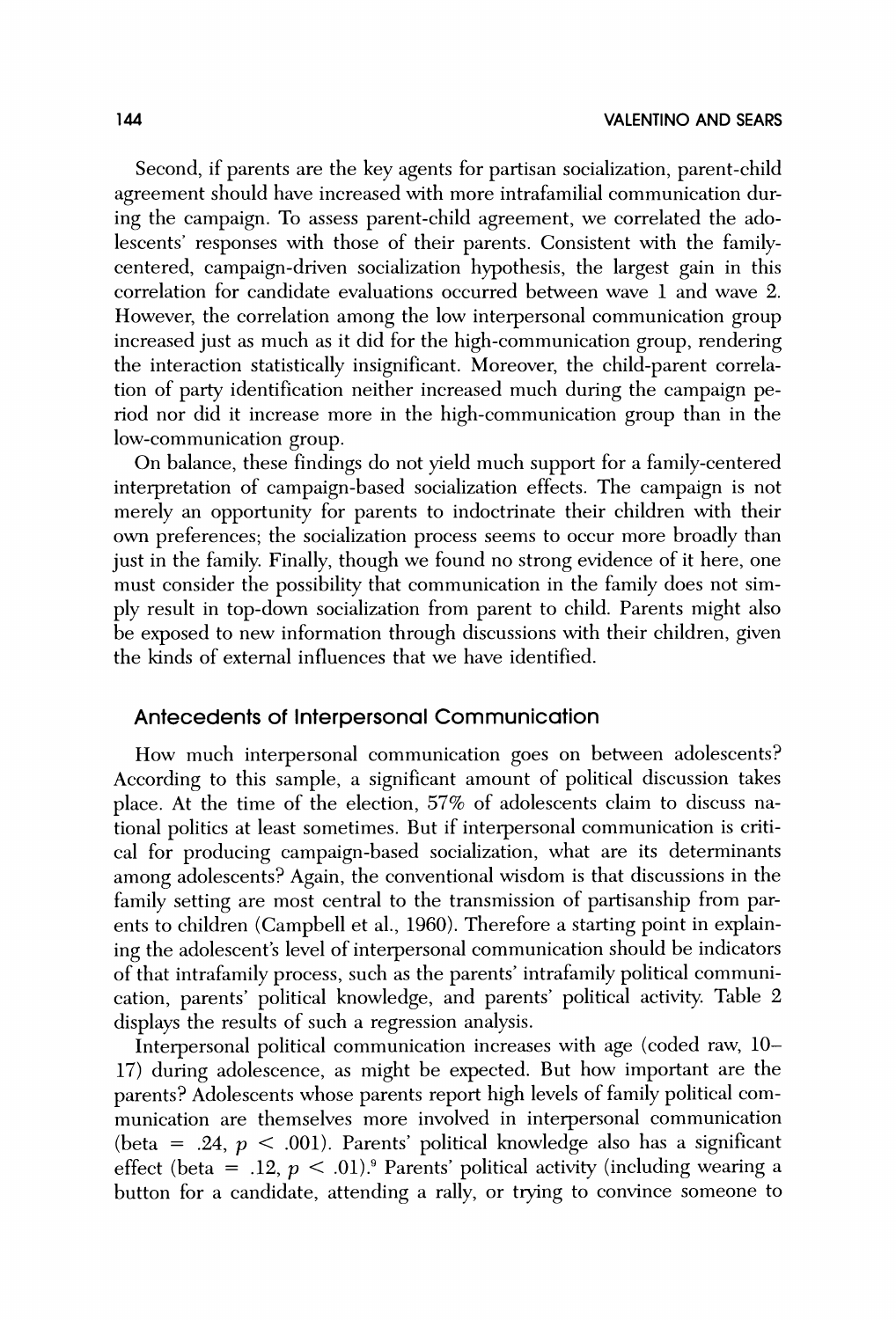Second, if parents are the key agents for partisan socialization, parent-child agreement should have increased with more intrafamilial communication during the campaign. To assess parent-child agreement, we correlated the adolescents' responses with those of their parents. Consistent with the family-centered, campaign-driven socialization hypothesis, the largest gain in this correlation for candidate evaluations occurred between wave 1 and wave 2. However, the correlation among the low interpersonal communication group increased just as much as it did for the high-communication group, rendering the interaction statistically insignificant. Moreover, the child-parent correlation of party identification neither increased much during the campaign period nor did it increase more in the high-communication group than in the low-communication group.

On balance, these findings do not yield much support for a family-centered interpretation of campaign-based socialization effects. The campaign is not merely an opportunity for parents to indoctrinate their children with their own preferences; the socialization process seems to occur more broadly than just in the family. Finally, though we found no strong evidence of it here, one must consider the possibility that communication in the family does not simply result in top-down socialization from parent to child. Parents might also be exposed to new information through discussions with their children, given the kinds of external influences that we have identified.

### Antecedents of Interpersonal Communication

How much interpersonal communication goes on between adolescents? According to this sample, a significant amount of political discussion takes place. At the time of the election, 57% of adolescents claim to discuss national politics at least sometimes. But if interpersonal communication is critical for producing campaign-based socialization, what are its determinants among adolescents? Again, the conventional wisdom is that discussions in the family setting are most central to the transmission of partisanship from parents to children (Campbell et al., 1960). Therefore a starting point in explaining the adolescent's level of interpersonal communication should be indicators of that intrafamily process, such as the parents' intrafamily political communication, parents' political knowledge, and parents' political activity. Table 2 displays the results of such a regression analysis.

Interpersonal political communication increases with age (coded raw, 10–17) during adolescence, as might be expected. But how important are the parents? Adolescents whose parents report high levels of family political communication are themselves more involved in interpersonal communication (beta = .24, $p < .001$). Parents' political knowledge also has a significant effect (beta = .12, $p < .01$).[9] Parents' political activity (including wearing a button for a candidate, attending a rally, or trying to convince someone to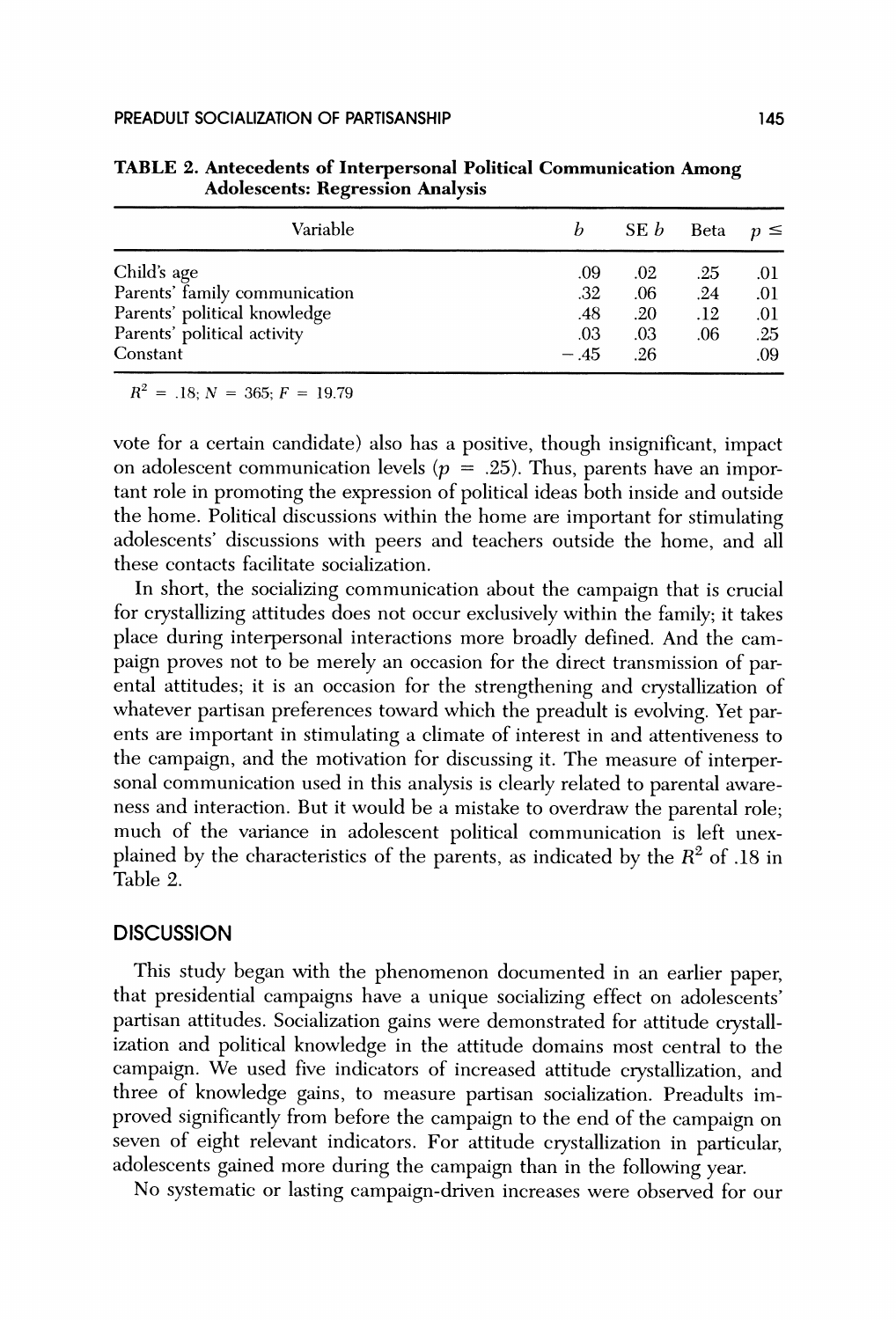**TABLE 2. Antecedents of Interpersonal Political Communication Among Adolescents: Regression Analysis**

| Variable | $b$ | SE $b$ | Beta | $p \leq$ |
|---|---|---|---|---|
| Child's age | .09 | .02 | .25 | .01 |
| Parents' family communication | .32 | .06 | .24 | .01 |
| Parents' political knowledge | .48 | .20 | .12 | .01 |
| Parents' political activity | .03 | .03 | .06 | .25 |
| Constant | −.45 | .26 | | .09 |

$R^2 = .18$; $N = 365$; $F = 19.79$

vote for a certain candidate) also has a positive, though insignificant, impact on adolescent communication levels ($p = .25$). Thus, parents have an important role in promoting the expression of political ideas both inside and outside the home. Political discussions within the home are important for stimulating adolescents' discussions with peers and teachers outside the home, and all these contacts facilitate socialization.

In short, the socializing communication about the campaign that is crucial for crystallizing attitudes does not occur exclusively within the family; it takes place during interpersonal interactions more broadly defined. And the campaign proves not to be merely an occasion for the direct transmission of parental attitudes; it is an occasion for the strengthening and crystallization of whatever partisan preferences toward which the preadult is evolving. Yet parents are important in stimulating a climate of interest in and attentiveness to the campaign, and the motivation for discussing it. The measure of interpersonal communication used in this analysis is clearly related to parental awareness and interaction. But it would be a mistake to overdraw the parental role; much of the variance in adolescent political communication is left unexplained by the characteristics of the parents, as indicated by the $R^2$ of .18 in Table 2.

## DISCUSSION

This study began with the phenomenon documented in an earlier paper, that presidential campaigns have a unique socializing effect on adolescents' partisan attitudes. Socialization gains were demonstrated for attitude crystallization and political knowledge in the attitude domains most central to the campaign. We used five indicators of increased attitude crystallization, and three of knowledge gains, to measure partisan socialization. Preadults improved significantly from before the campaign to the end of the campaign on seven of eight relevant indicators. For attitude crystallization in particular, adolescents gained more during the campaign than in the following year.

No systematic or lasting campaign-driven increases were observed for our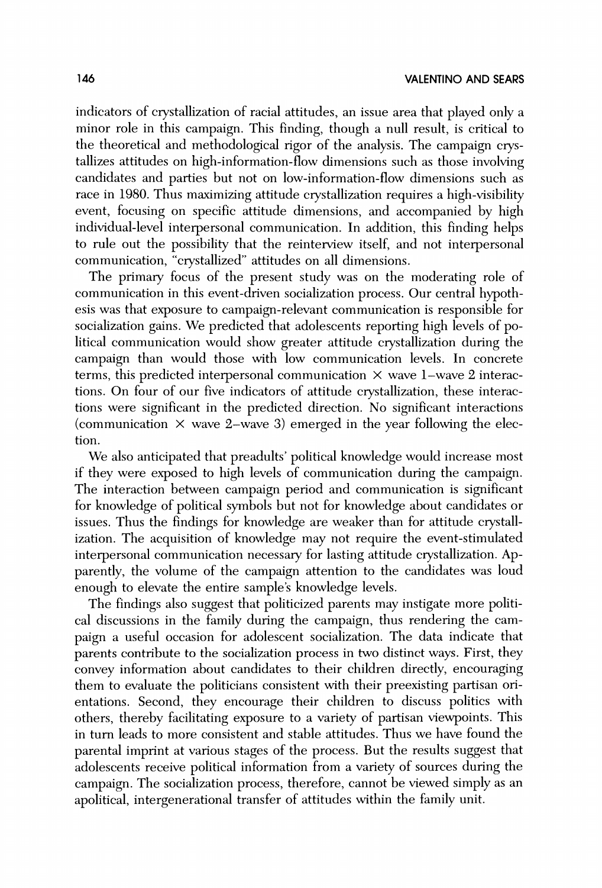indicators of crystallization of racial attitudes, an issue area that played only a minor role in this campaign. This finding, though a null result, is critical to the theoretical and methodological rigor of the analysis. The campaign crystallizes attitudes on high-information-flow dimensions such as those involving candidates and parties but not on low-information-flow dimensions such as race in 1980. Thus maximizing attitude crystallization requires a high-visibility event, focusing on specific attitude dimensions, and accompanied by high individual-level interpersonal communication. In addition, this finding helps to rule out the possibility that the reinterview itself, and not interpersonal communication, "crystallized" attitudes on all dimensions.

The primary focus of the present study was on the moderating role of communication in this event-driven socialization process. Our central hypothesis was that exposure to campaign-relevant communication is responsible for socialization gains. We predicted that adolescents reporting high levels of political communication would show greater attitude crystallization during the campaign than would those with low communication levels. In concrete terms, this predicted interpersonal communication × wave 1–wave 2 interactions. On four of our five indicators of attitude crystallization, these interactions were significant in the predicted direction. No significant interactions (communication × wave 2–wave 3) emerged in the year following the election.

We also anticipated that preadults' political knowledge would increase most if they were exposed to high levels of communication during the campaign. The interaction between campaign period and communication is significant for knowledge of political symbols but not for knowledge about candidates or issues. Thus the findings for knowledge are weaker than for attitude crystallization. The acquisition of knowledge may not require the event-stimulated interpersonal communication necessary for lasting attitude crystallization. Apparently, the volume of the campaign attention to the candidates was loud enough to elevate the entire sample's knowledge levels.

The findings also suggest that politicized parents may instigate more political discussions in the family during the campaign, thus rendering the campaign a useful occasion for adolescent socialization. The data indicate that parents contribute to the socialization process in two distinct ways. First, they convey information about candidates to their children directly, encouraging them to evaluate the politicians consistent with their preexisting partisan orientations. Second, they encourage their children to discuss politics with others, thereby facilitating exposure to a variety of partisan viewpoints. This in turn leads to more consistent and stable attitudes. Thus we have found the parental imprint at various stages of the process. But the results suggest that adolescents receive political information from a variety of sources during the campaign. The socialization process, therefore, cannot be viewed simply as an apolitical, intergenerational transfer of attitudes within the family unit.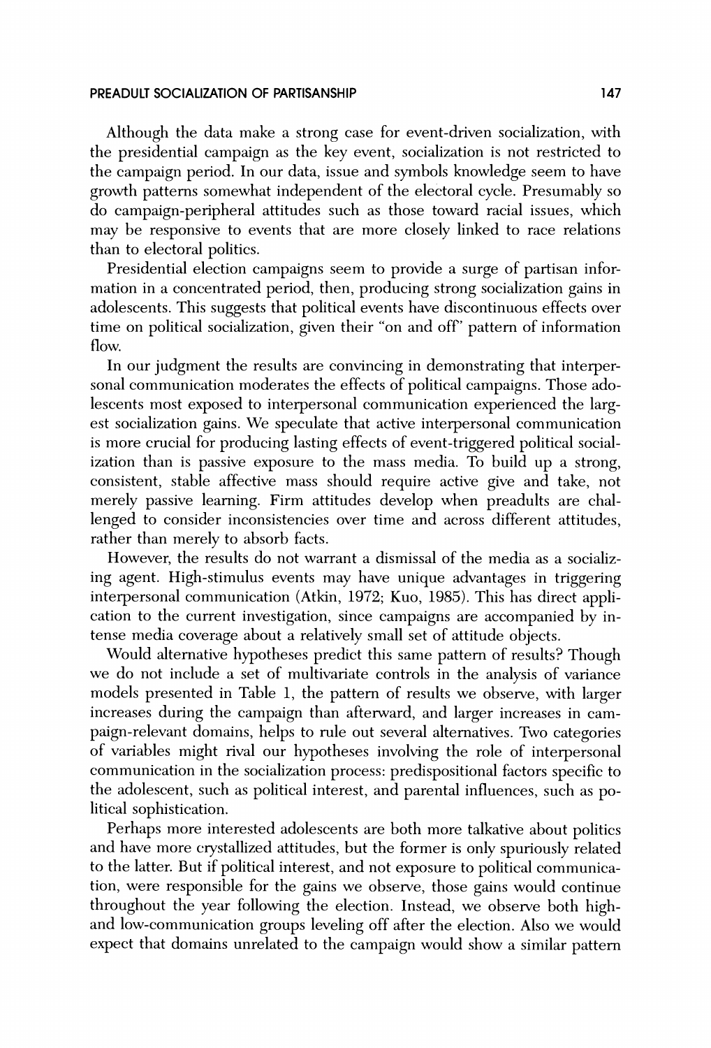Although the data make a strong case for event-driven socialization, with the presidential campaign as the key event, socialization is not restricted to the campaign period. In our data, issue and symbols knowledge seem to have growth patterns somewhat independent of the electoral cycle. Presumably so do campaign-peripheral attitudes such as those toward racial issues, which may be responsive to events that are more closely linked to race relations than to electoral politics.

Presidential election campaigns seem to provide a surge of partisan information in a concentrated period, then, producing strong socialization gains in adolescents. This suggests that political events have discontinuous effects over time on political socialization, given their "on and off" pattern of information flow.

In our judgment the results are convincing in demonstrating that interpersonal communication moderates the effects of political campaigns. Those adolescents most exposed to interpersonal communication experienced the largest socialization gains. We speculate that active interpersonal communication is more crucial for producing lasting effects of event-triggered political socialization than is passive exposure to the mass media. To build up a strong, consistent, stable affective mass should require active give and take, not merely passive learning. Firm attitudes develop when preadults are challenged to consider inconsistencies over time and across different attitudes, rather than merely to absorb facts.

However, the results do not warrant a dismissal of the media as a socializing agent. High-stimulus events may have unique advantages in triggering interpersonal communication (Atkin, 1972; Kuo, 1985). This has direct application to the current investigation, since campaigns are accompanied by intense media coverage about a relatively small set of attitude objects.

Would alternative hypotheses predict this same pattern of results? Though we do not include a set of multivariate controls in the analysis of variance models presented in Table 1, the pattern of results we observe, with larger increases during the campaign than afterward, and larger increases in campaign-relevant domains, helps to rule out several alternatives. Two categories of variables might rival our hypotheses involving the role of interpersonal communication in the socialization process: predispositional factors specific to the adolescent, such as political interest, and parental influences, such as political sophistication.

Perhaps more interested adolescents are both more talkative about politics and have more crystallized attitudes, but the former is only spuriously related to the latter. But if political interest, and not exposure to political communication, were responsible for the gains we observe, those gains would continue throughout the year following the election. Instead, we observe both high- and low-communication groups leveling off after the election. Also we would expect that domains unrelated to the campaign would show a similar pattern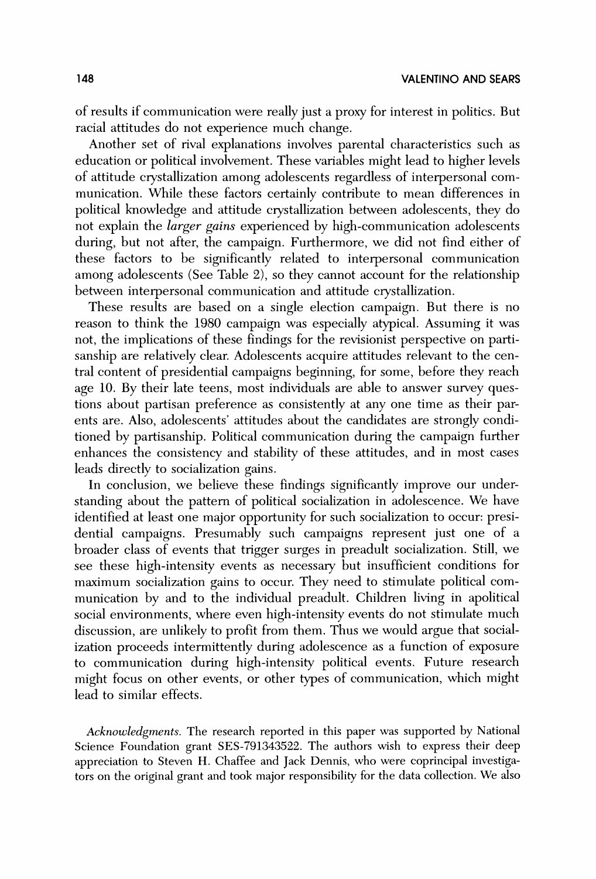of results if communication were really just a proxy for interest in politics. But racial attitudes do not experience much change.

Another set of rival explanations involves parental characteristics such as education or political involvement. These variables might lead to higher levels of attitude crystallization among adolescents regardless of interpersonal communication. While these factors certainly contribute to mean differences in political knowledge and attitude crystallization between adolescents, they do not explain the *larger gains* experienced by high-communication adolescents during, but not after, the campaign. Furthermore, we did not find either of these factors to be significantly related to interpersonal communication among adolescents (See Table 2), so they cannot account for the relationship between interpersonal communication and attitude crystallization.

These results are based on a single election campaign. But there is no reason to think the 1980 campaign was especially atypical. Assuming it was not, the implications of these findings for the revisionist perspective on partisanship are relatively clear. Adolescents acquire attitudes relevant to the central content of presidential campaigns beginning, for some, before they reach age 10. By their late teens, most individuals are able to answer survey questions about partisan preference as consistently at any one time as their parents are. Also, adolescents' attitudes about the candidates are strongly conditioned by partisanship. Political communication during the campaign further enhances the consistency and stability of these attitudes, and in most cases leads directly to socialization gains.

In conclusion, we believe these findings significantly improve our understanding about the pattern of political socialization in adolescence. We have identified at least one major opportunity for such socialization to occur: presidential campaigns. Presumably such campaigns represent just one of a broader class of events that trigger surges in preadult socialization. Still, we see these high-intensity events as necessary but insufficient conditions for maximum socialization gains to occur. They need to stimulate political communication by and to the individual preadult. Children living in apolitical social environments, where even high-intensity events do not stimulate much discussion, are unlikely to profit from them. Thus we would argue that socialization proceeds intermittently during adolescence as a function of exposure to communication during high-intensity political events. Future research might focus on other events, or other types of communication, which might lead to similar effects.

*Acknowledgments.* The research reported in this paper was supported by National Science Foundation grant SES-791343522. The authors wish to express their deep appreciation to Steven H. Chaffee and Jack Dennis, who were coprincipal investigators on the original grant and took major responsibility for the data collection. We also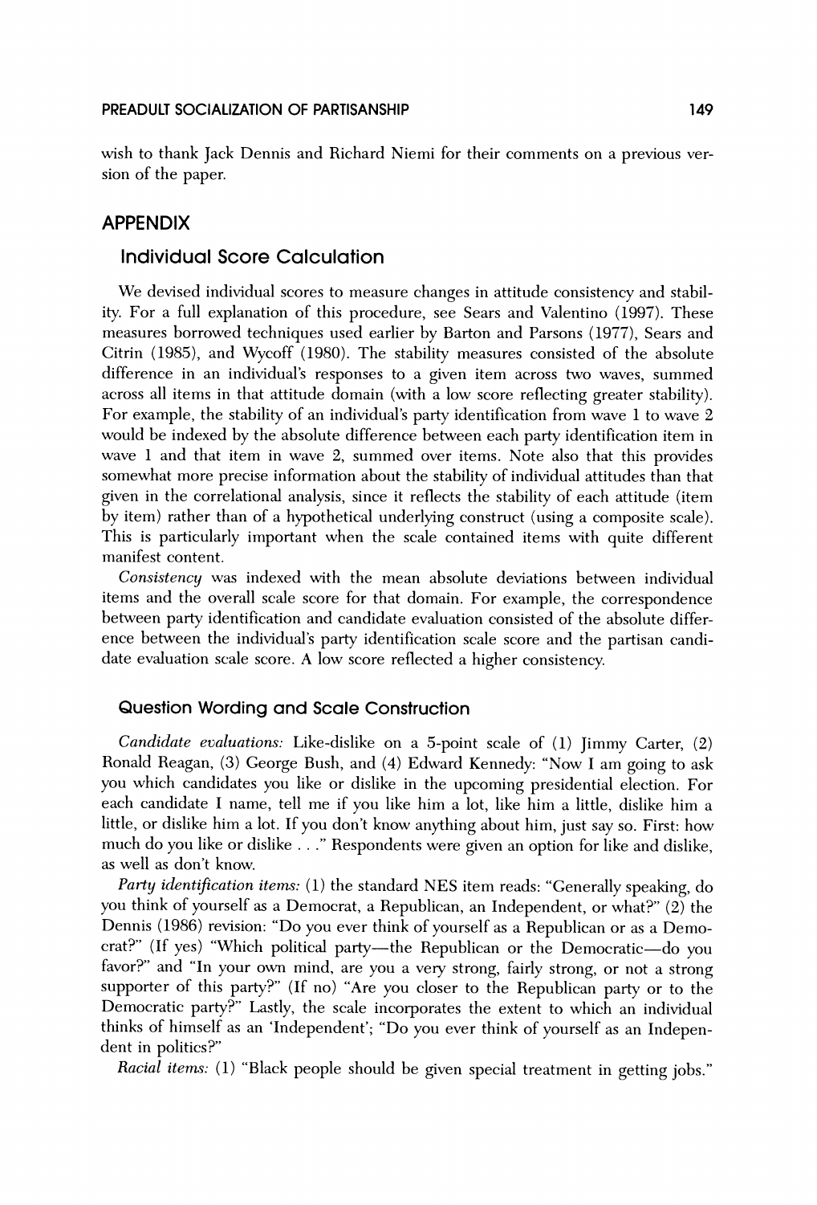wish to thank Jack Dennis and Richard Niemi for their comments on a previous version of the paper.

## APPENDIX

### Individual Score Calculation

We devised individual scores to measure changes in attitude consistency and stability. For a full explanation of this procedure, see Sears and Valentino (1997). These measures borrowed techniques used earlier by Barton and Parsons (1977), Sears and Citrin (1985), and Wycoff (1980). The stability measures consisted of the absolute difference in an individual's responses to a given item across two waves, summed across all items in that attitude domain (with a low score reflecting greater stability). For example, the stability of an individual's party identification from wave 1 to wave 2 would be indexed by the absolute difference between each party identification item in wave 1 and that item in wave 2, summed over items. Note also that this provides somewhat more precise information about the stability of individual attitudes than that given in the correlational analysis, since it reflects the stability of each attitude (item by item) rather than of a hypothetical underlying construct (using a composite scale). This is particularly important when the scale contained items with quite different manifest content.

*Consistency* was indexed with the mean absolute deviations between individual items and the overall scale score for that domain. For example, the correspondence between party identification and candidate evaluation consisted of the absolute difference between the individual's party identification scale score and the partisan candidate evaluation scale score. A low score reflected a higher consistency.

#### Question Wording and Scale Construction

*Candidate evaluations:* Like-dislike on a 5-point scale of (1) Jimmy Carter, (2) Ronald Reagan, (3) George Bush, and (4) Edward Kennedy: "Now I am going to ask you which candidates you like or dislike in the upcoming presidential election. For each candidate I name, tell me if you like him a lot, like him a little, dislike him a little, or dislike him a lot. If you don't know anything about him, just say so. First: how much do you like or dislike . . ." Respondents were given an option for like and dislike, as well as don't know.

*Party identification items:* (1) the standard NES item reads: "Generally speaking, do you think of yourself as a Democrat, a Republican, an Independent, or what?" (2) the Dennis (1986) revision: "Do you ever think of yourself as a Republican or as a Democrat?" (If yes) "Which political party—the Republican or the Democratic—do you favor?" and "In your own mind, are you a very strong, fairly strong, or not a strong supporter of this party?" (If no) "Are you closer to the Republican party or to the Democratic party?" Lastly, the scale incorporates the extent to which an individual thinks of himself as an 'Independent'; "Do you ever think of yourself as an Independent in politics?"

*Racial items:* (1) "Black people should be given special treatment in getting jobs."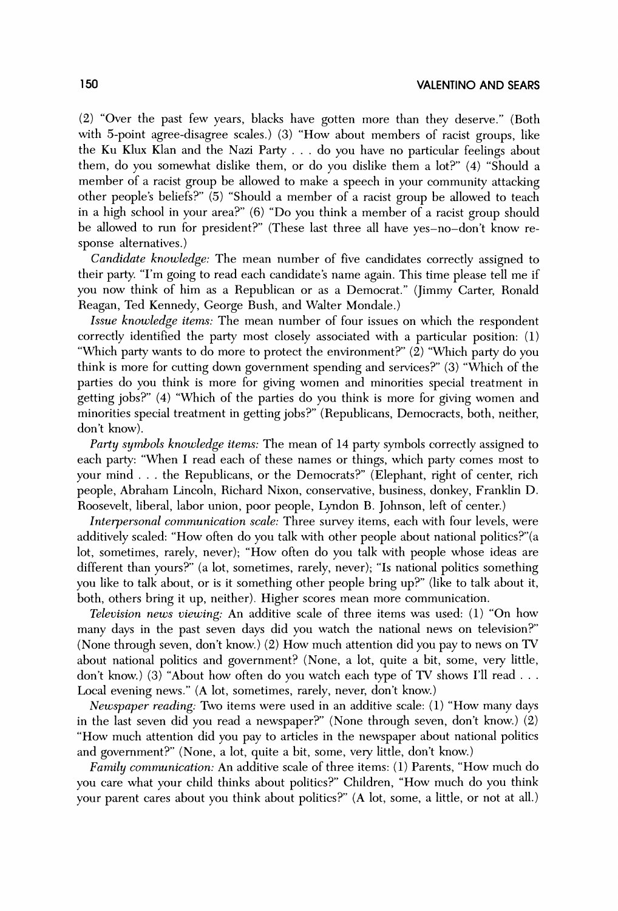(2) "Over the past few years, blacks have gotten more than they deserve." (Both with 5-point agree-disagree scales.) (3) "How about members of racist groups, like the Ku Klux Klan and the Nazi Party . . . do you have no particular feelings about them, do you somewhat dislike them, or do you dislike them a lot?" (4) "Should a member of a racist group be allowed to make a speech in your community attacking other people's beliefs?" (5) "Should a member of a racist group be allowed to teach in a high school in your area?" (6) "Do you think a member of a racist group should be allowed to run for president?" (These last three all have yes–no–don't know response alternatives.)

*Candidate knowledge:* The mean number of five candidates correctly assigned to their party. "I'm going to read each candidate's name again. This time please tell me if you now think of him as a Republican or as a Democrat." (Jimmy Carter, Ronald Reagan, Ted Kennedy, George Bush, and Walter Mondale.)

*Issue knowledge items:* The mean number of four issues on which the respondent correctly identified the party most closely associated with a particular position: (1) "Which party wants to do more to protect the environment?" (2) "Which party do you think is more for cutting down government spending and services?" (3) "Which of the parties do you think is more for giving women and minorities special treatment in getting jobs?" (4) "Which of the parties do you think is more for giving women and minorities special treatment in getting jobs?" (Republicans, Democracts, both, neither, don't know).

*Party symbols knowledge items:* The mean of 14 party symbols correctly assigned to each party: "When I read each of these names or things, which party comes most to your mind . . . the Republicans, or the Democrats?" (Elephant, right of center, rich people, Abraham Lincoln, Richard Nixon, conservative, business, donkey, Franklin D. Roosevelt, liberal, labor union, poor people, Lyndon B. Johnson, left of center.)

*Interpersonal communication scale:* Three survey items, each with four levels, were additively scaled: "How often do you talk with other people about national politics?"(a lot, sometimes, rarely, never); "How often do you talk with people whose ideas are different than yours?" (a lot, sometimes, rarely, never); "Is national politics something you like to talk about, or is it something other people bring up?" (like to talk about it, both, others bring it up, neither). Higher scores mean more communication.

*Television news viewing:* An additive scale of three items was used: (1) "On how many days in the past seven days did you watch the national news on television?" (None through seven, don't know.) (2) How much attention did you pay to news on TV about national politics and government? (None, a lot, quite a bit, some, very little, don't know.) (3) "About how often do you watch each type of TV shows I'll read . . . Local evening news." (A lot, sometimes, rarely, never, don't know.)

*Newspaper reading:* Two items were used in an additive scale: (1) "How many days in the last seven did you read a newspaper?" (None through seven, don't know.) (2) "How much attention did you pay to articles in the newspaper about national politics and government?" (None, a lot, quite a bit, some, very little, don't know.)

*Family communication:* An additive scale of three items: (1) Parents, "How much do you care what your child thinks about politics?" Children, "How much do you think your parent cares about you think about politics?" (A lot, some, a little, or not at all.)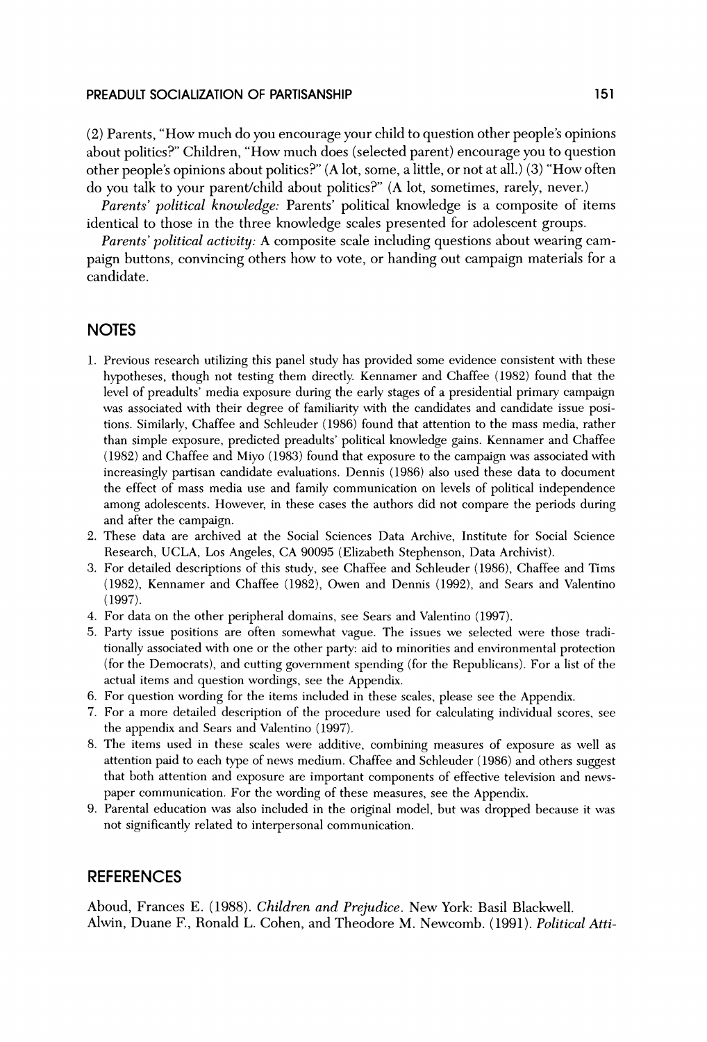(2) Parents, "How much do you encourage your child to question other people's opinions about politics?" Children, "How much does (selected parent) encourage you to question other people's opinions about politics?" (A lot, some, a little, or not at all.) (3) "How often do you talk to your parent/child about politics?" (A lot, sometimes, rarely, never.)

*Parents' political knowledge:* Parents' political knowledge is a composite of items identical to those in the three knowledge scales presented for adolescent groups.

*Parents' political activity:* A composite scale including questions about wearing campaign buttons, convincing others how to vote, or handing out campaign materials for a candidate.

## NOTES

1. Previous research utilizing this panel study has provided some evidence consistent with these hypotheses, though not testing them directly. Kennamer and Chaffee (1982) found that the level of preadults' media exposure during the early stages of a presidential primary campaign was associated with their degree of familiarity with the candidates and candidate issue positions. Similarly, Chaffee and Schleuder (1986) found that attention to the mass media, rather than simple exposure, predicted preadults' political knowledge gains. Kennamer and Chaffee (1982) and Chaffee and Miyo (1983) found that exposure to the campaign was associated with increasingly partisan candidate evaluations. Dennis (1986) also used these data to document the effect of mass media use and family communication on levels of political independence among adolescents. However, in these cases the authors did not compare the periods during and after the campaign.
2. These data are archived at the Social Sciences Data Archive, Institute for Social Science Research, UCLA, Los Angeles, CA 90095 (Elizabeth Stephenson, Data Archivist).
3. For detailed descriptions of this study, see Chaffee and Schleuder (1986), Chaffee and Tims (1982), Kennamer and Chaffee (1982), Owen and Dennis (1992), and Sears and Valentino (1997).
4. For data on the other peripheral domains, see Sears and Valentino (1997).
5. Party issue positions are often somewhat vague. The issues we selected were those traditionally associated with one or the other party: aid to minorities and environmental protection (for the Democrats), and cutting government spending (for the Republicans). For a list of the actual items and question wordings, see the Appendix.
6. For question wording for the items included in these scales, please see the Appendix.
7. For a more detailed description of the procedure used for calculating individual scores, see the appendix and Sears and Valentino (1997).
8. The items used in these scales were additive, combining measures of exposure as well as attention paid to each type of news medium. Chaffee and Schleuder (1986) and others suggest that both attention and exposure are important components of effective television and newspaper communication. For the wording of these measures, see the Appendix.
9. Parental education was also included in the original model, but was dropped because it was not significantly related to interpersonal communication.

## REFERENCES

Aboud, Frances E. (1988). *Children and Prejudice*. New York: Basil Blackwell.

Alwin, Duane F., Ronald L. Cohen, and Theodore M. Newcomb. (1991). *Political Atti-*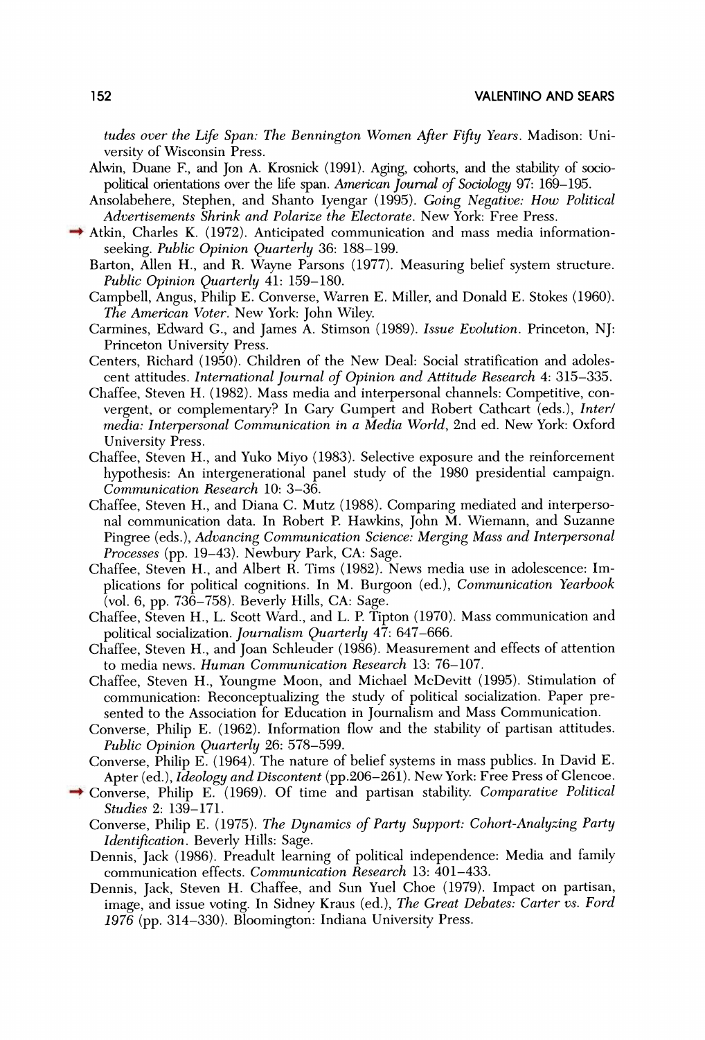*tudes over the Life Span: The Bennington Women After Fifty Years*. Madison: University of Wisconsin Press.

Alwin, Duane F., and Jon A. Krosnick (1991). Aging, cohorts, and the stability of sociopolitical orientations over the life span. *American Journal of Sociology* 97: 169–195.

Ansolabehere, Stephen, and Shanto Iyengar (1995). *Going Negative: How Political Advertisements Shrink and Polarize the Electorate*. New York: Free Press.

Atkin, Charles K. (1972). Anticipated communication and mass media information-seeking. *Public Opinion Quarterly* 36: 188–199.

Barton, Allen H., and R. Wayne Parsons (1977). Measuring belief system structure. *Public Opinion Quarterly* 41: 159–180.

Campbell, Angus, Philip E. Converse, Warren E. Miller, and Donald E. Stokes (1960). *The American Voter*. New York: John Wiley.

Carmines, Edward G., and James A. Stimson (1989). *Issue Evolution*. Princeton, NJ: Princeton University Press.

Centers, Richard (1950). Children of the New Deal: Social stratification and adolescent attitudes. *International Journal of Opinion and Attitude Research* 4: 315–335.

Chaffee, Steven H. (1982). Mass media and interpersonal channels: Competitive, convergent, or complementary? In Gary Gumpert and Robert Cathcart (eds.), *Inter/media: Interpersonal Communication in a Media World*, 2nd ed. New York: Oxford University Press.

Chaffee, Steven H., and Yuko Miyo (1983). Selective exposure and the reinforcement hypothesis: An intergenerational panel study of the 1980 presidential campaign. *Communication Research* 10: 3–36.

Chaffee, Steven H., and Diana C. Mutz (1988). Comparing mediated and interpersonal communication data. In Robert P. Hawkins, John M. Wiemann, and Suzanne Pingree (eds.), *Advancing Communication Science: Merging Mass and Interpersonal Processes* (pp. 19–43). Newbury Park, CA: Sage.

Chaffee, Steven H., and Albert R. Tims (1982). News media use in adolescence: Implications for political cognitions. In M. Burgoon (ed.), *Communication Yearbook* (vol. 6, pp. 736–758). Beverly Hills, CA: Sage.

Chaffee, Steven H., L. Scott Ward., and L. P. Tipton (1970). Mass communication and political socialization. *Journalism Quarterly* 47: 647–666.

Chaffee, Steven H., and Joan Schleuder (1986). Measurement and effects of attention to media news. *Human Communication Research* 13: 76–107.

Chaffee, Steven H., Youngme Moon, and Michael McDevitt (1995). Stimulation of communication: Reconceptualizing the study of political socialization. Paper presented to the Association for Education in Journalism and Mass Communication.

Converse, Philip E. (1962). Information flow and the stability of partisan attitudes. *Public Opinion Quarterly* 26: 578–599.

Converse, Philip E. (1964). The nature of belief systems in mass publics. In David E. Apter (ed.), *Ideology and Discontent* (pp.206–261). New York: Free Press of Glencoe.

Converse, Philip E. (1969). Of time and partisan stability. *Comparative Political Studies* 2: 139–171.

Converse, Philip E. (1975). *The Dynamics of Party Support: Cohort-Analyzing Party Identification*. Beverly Hills: Sage.

Dennis, Jack (1986). Preadult learning of political independence: Media and family communication effects. *Communication Research* 13: 401–433.

Dennis, Jack, Steven H. Chaffee, and Sun Yuel Choe (1979). Impact on partisan, image, and issue voting. In Sidney Kraus (ed.), *The Great Debates: Carter vs. Ford 1976* (pp. 314–330). Bloomington: Indiana University Press.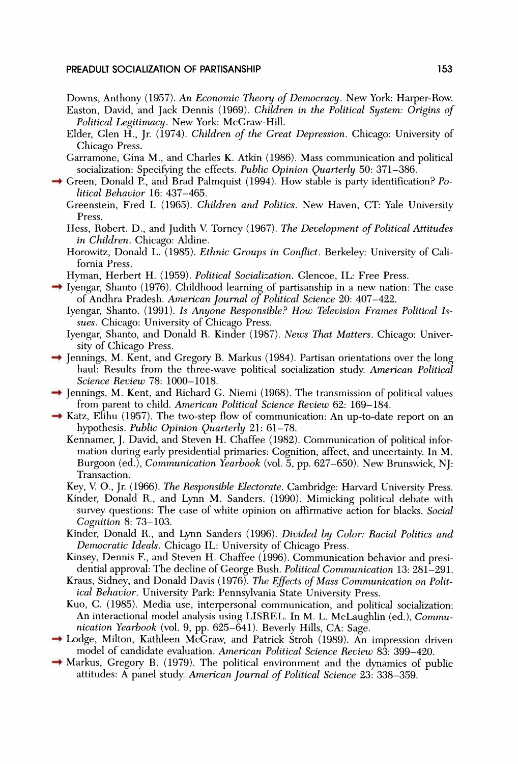Downs, Anthony (1957). *An Economic Theory of Democracy*. New York: Harper-Row.

Easton, David, and Jack Dennis (1969). *Children in the Political System: Origins of Political Legitimacy*. New York: McGraw-Hill.

Elder, Glen H., Jr. (1974). *Children of the Great Depression*. Chicago: University of Chicago Press.

Garramone, Gina M., and Charles K. Atkin (1986). Mass communication and political socialization: Specifying the effects. *Public Opinion Quarterly* 50: 371–386.

→ Green, Donald P., and Brad Palmquist (1994). How stable is party identification? *Political Behavior* 16: 437–465.

Greenstein, Fred I. (1965). *Children and Politics*. New Haven, CT: Yale University Press.

Hess, Robert. D., and Judith V. Torney (1967). *The Development of Political Attitudes in Children*. Chicago: Aldine.

Horowitz, Donald L. (1985). *Ethnic Groups in Conflict*. Berkeley: University of California Press.

Hyman, Herbert H. (1959). *Political Socialization*. Glencoe, IL: Free Press.

→ Iyengar, Shanto (1976). Childhood learning of partisanship in a new nation: The case of Andhra Pradesh. *American Journal of Political Science* 20: 407–422.

Iyengar, Shanto. (1991). *Is Anyone Responsible? How Television Frames Political Issues*. Chicago: University of Chicago Press.

Iyengar, Shanto, and Donald R. Kinder (1987). *News That Matters*. Chicago: University of Chicago Press.

→ Jennings, M. Kent, and Gregory B. Markus (1984). Partisan orientations over the long haul: Results from the three-wave political socialization study. *American Political Science Review* 78: 1000–1018.

→ Jennings, M. Kent, and Richard G. Niemi (1968). The transmission of political values from parent to child. *American Political Science Review* 62: 169–184.

→ Katz, Elihu (1957). The two-step flow of communication: An up-to-date report on an hypothesis. *Public Opinion Quarterly* 21: 61–78.

Kennamer, J. David, and Steven H. Chaffee (1982). Communication of political information during early presidential primaries: Cognition, affect, and uncertainty. In M. Burgoon (ed.), *Communication Yearbook* (vol. 5, pp. 627–650). New Brunswick, NJ: Transaction.

Key, V. O., Jr. (1966). *The Responsible Electorate*. Cambridge: Harvard University Press.

Kinder, Donald R., and Lynn M. Sanders. (1990). Mimicking political debate with survey questions: The case of white opinion on affirmative action for blacks. *Social Cognition* 8: 73–103.

Kinder, Donald R., and Lynn Sanders (1996). *Divided by Color: Racial Politics and Democratic Ideals*. Chicago IL: University of Chicago Press.

Kinsey, Dennis F., and Steven H. Chaffee (1996). Communication behavior and presidential approval: The decline of George Bush. *Political Communication* 13: 281–291.

Kraus, Sidney, and Donald Davis (1976). *The Effects of Mass Communication on Political Behavior*. University Park: Pennsylvania State University Press.

Kuo, C. (1985). Media use, interpersonal communication, and political socialization: An interactional model analysis using LISREL. In M. L. McLaughlin (ed.), *Communication Yearbook* (vol. 9, pp. 625–641). Beverly Hills, CA: Sage.

→ Lodge, Milton, Kathleen McGraw, and Patrick Stroh (1989). An impression driven model of candidate evaluation. *American Political Science Review* 83: 399–420.

→ Markus, Gregory B. (1979). The political environment and the dynamics of public attitudes: A panel study. *American Journal of Political Science* 23: 338–359.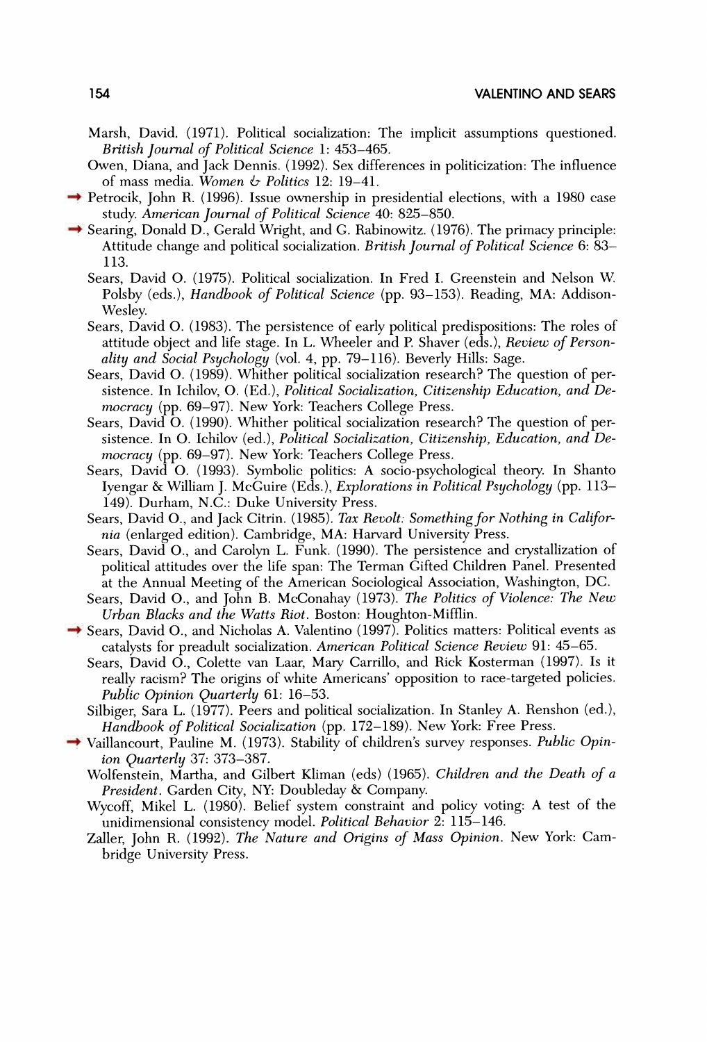Marsh, David. (1971). Political socialization: The implicit assumptions questioned. *British Journal of Political Science* 1: 453–465.

Owen, Diana, and Jack Dennis. (1992). Sex differences in politicization: The influence of mass media. *Women & Politics* 12: 19–41.

→ Petrocik, John R. (1996). Issue ownership in presidential elections, with a 1980 case study. *American Journal of Political Science* 40: 825–850.

→ Searing, Donald D., Gerald Wright, and G. Rabinowitz. (1976). The primacy principle: Attitude change and political socialization. *British Journal of Political Science* 6: 83–113.

Sears, David O. (1975). Political socialization. In Fred I. Greenstein and Nelson W. Polsby (eds.), *Handbook of Political Science* (pp. 93–153). Reading, MA: Addison-Wesley.

Sears, David O. (1983). The persistence of early political predispositions: The roles of attitude object and life stage. In L. Wheeler and P. Shaver (eds.), *Review of Personality and Social Psychology* (vol. 4, pp. 79–116). Beverly Hills: Sage.

Sears, David O. (1989). Whither political socialization research? The question of persistence. In Ichilov, O. (Ed.), *Political Socialization, Citizenship Education, and Democracy* (pp. 69–97). New York: Teachers College Press.

Sears, David O. (1990). Whither political socialization research? The question of persistence. In O. Ichilov (ed.), *Political Socialization, Citizenship, Education, and Democracy* (pp. 69–97). New York: Teachers College Press.

Sears, David O. (1993). Symbolic politics: A socio-psychological theory. In Shanto Iyengar & William J. McGuire (Eds.), *Explorations in Political Psychology* (pp. 113–149). Durham, N.C.: Duke University Press.

Sears, David O., and Jack Citrin. (1985). *Tax Revolt: Something for Nothing in California* (enlarged edition). Cambridge, MA: Harvard University Press.

Sears, David O., and Carolyn L. Funk. (1990). The persistence and crystallization of political attitudes over the life span: The Terman Gifted Children Panel. Presented at the Annual Meeting of the American Sociological Association, Washington, DC.

Sears, David O., and John B. McConahay (1973). *The Politics of Violence: The New Urban Blacks and the Watts Riot*. Boston: Houghton-Mifflin.

→ Sears, David O., and Nicholas A. Valentino (1997). Politics matters: Political events as catalysts for preadult socialization. *American Political Science Review* 91: 45–65.

Sears, David O., Colette van Laar, Mary Carrillo, and Rick Kosterman (1997). Is it really racism? The origins of white Americans' opposition to race-targeted policies. *Public Opinion Quarterly* 61: 16–53.

Silbiger, Sara L. (1977). Peers and political socialization. In Stanley A. Renshon (ed.), *Handbook of Political Socialization* (pp. 172–189). New York: Free Press.

→ Vaillancourt, Pauline M. (1973). Stability of children's survey responses. *Public Opinion Quarterly* 37: 373–387.

Wolfenstein, Martha, and Gilbert Kliman (eds) (1965). *Children and the Death of a President*. Garden City, NY: Doubleday & Company.

Wycoff, Mikel L. (1980). Belief system constraint and policy voting: A test of the unidimensional consistency model. *Political Behavior* 2: 115–146.

Zaller, John R. (1992). *The Nature and Origins of Mass Opinion*. New York: Cambridge University Press.